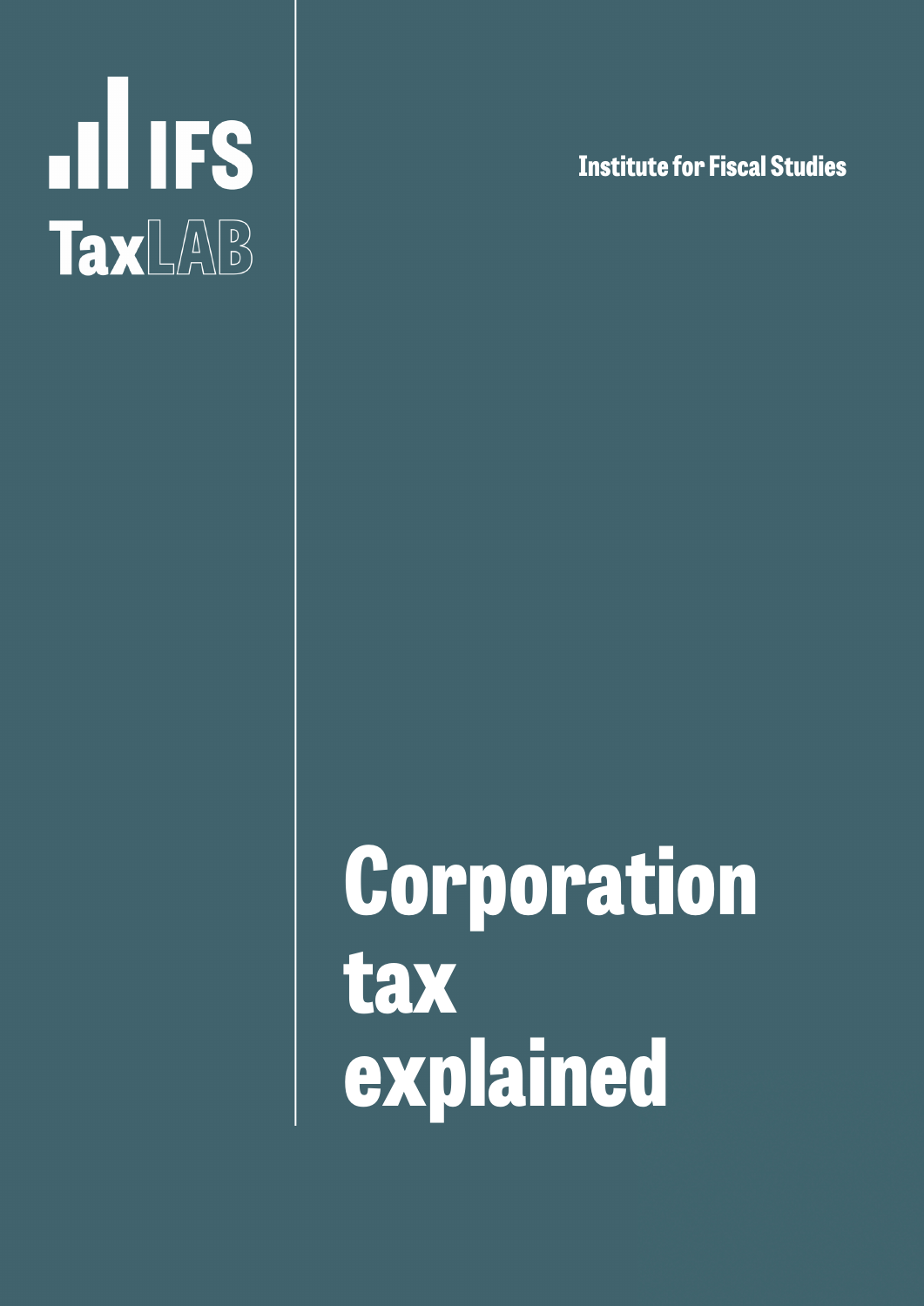IFS TaxLAB

Institute for Fiscal Studies

# Corporation tax explained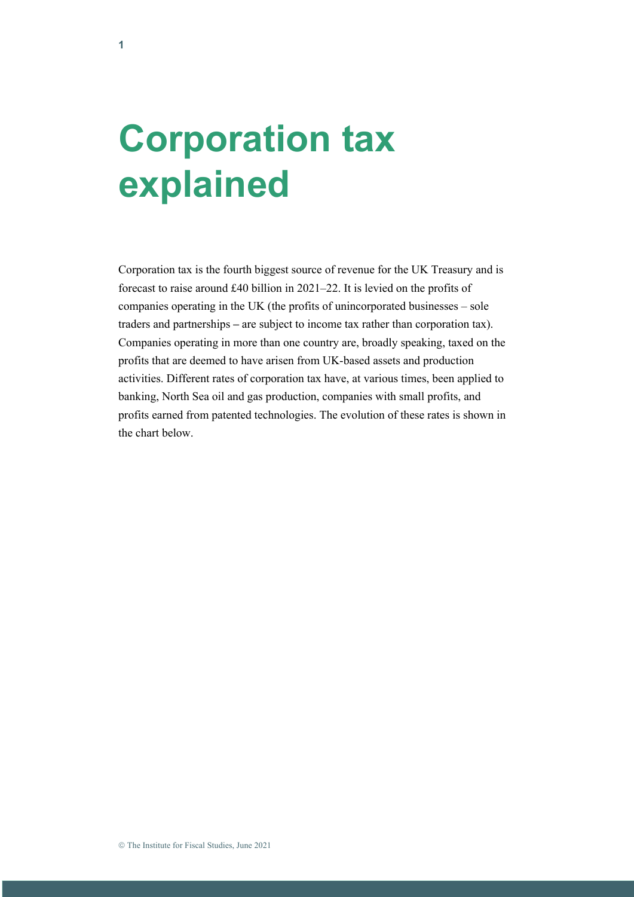# Corporation tax explained

Corporation tax is the fourth biggest source of revenue for the UK Treasury and is forecast to raise around £40 billion in 2021–22. It is levied on the profits of companies operating in the UK (the profits of unincorporated businesses – sole traders and partnerships – are subject to income tax rather than corporation tax). Companies operating in more than one country are, broadly speaking, taxed on the profits that are deemed to have arisen from UK-based assets and production activities. Different rates of corporation tax have, at various times, been applied to banking, North Sea oil and gas production, companies with small profits, and profits earned from patented technologies. The evolution of these rates is shown in the chart below.

© The Institute for Fiscal Studies, June 2021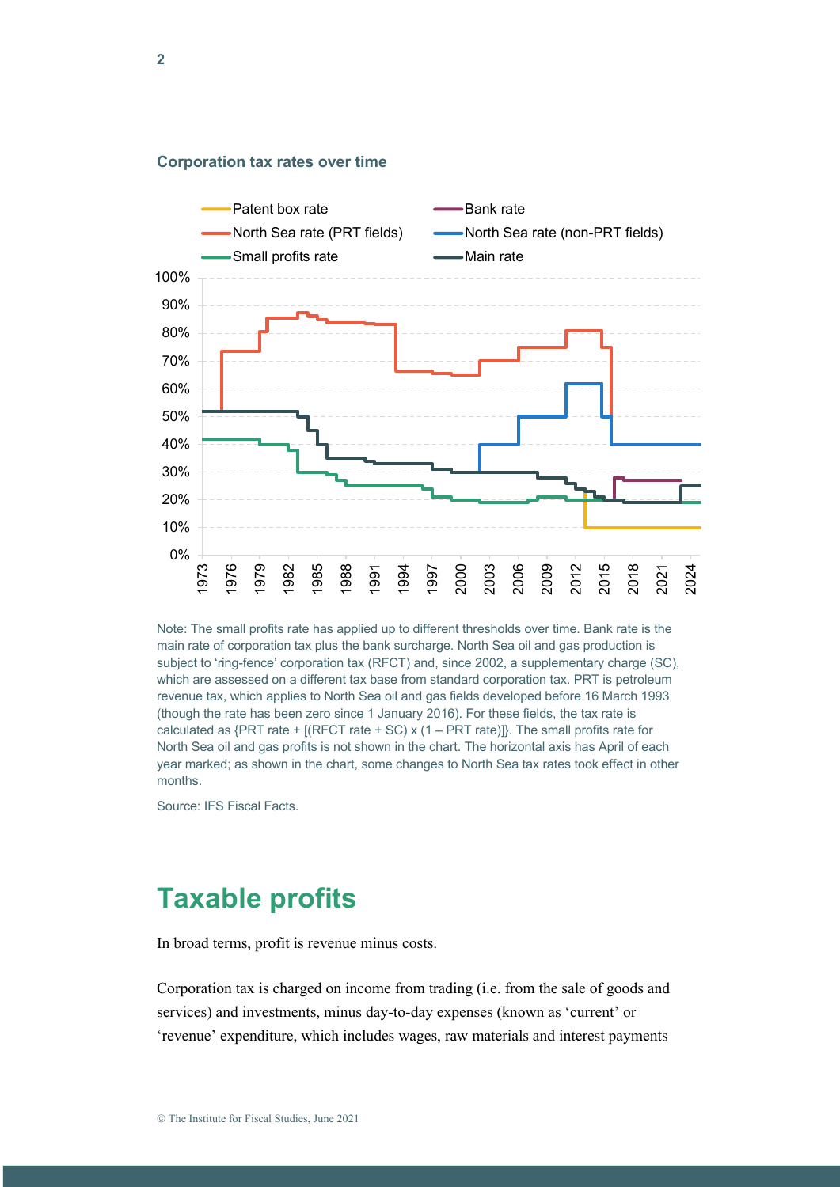**Corporation tax rates over time**

Note: The small profits rate has applied up to different thresholds over time. Bank rate is the main rate of corporation tax plus the bank surcharge. North Sea oil and gas production is subject to 'ring-fence' corporation tax (RFCT) and, since 2002, a supplementary charge (SC), which are assessed on a different tax base from standard corporation tax. PRT is petroleum revenue tax, which applies to North Sea oil and gas fields developed before 16 March 1993 (though the rate has been zero since 1 January 2016). For these fields, the tax rate is calculated as {PRT rate + [(RFCT rate + SC) x (1 – PRT rate)]}. The small profits rate for North Sea oil and gas profits is not shown in the chart. The horizontal axis has April of each year marked; as shown in the chart, some changes to North Sea tax rates took effect in other months.

Source: IFS Fiscal Facts.

# Taxable profits

In broad terms, profit is revenue minus costs.

Corporation tax is charged on income from trading (i.e. from the sale of goods and services) and investments, minus day-to-day expenses (known as 'current' or 'revenue' expenditure, which includes wages, raw materials and interest payments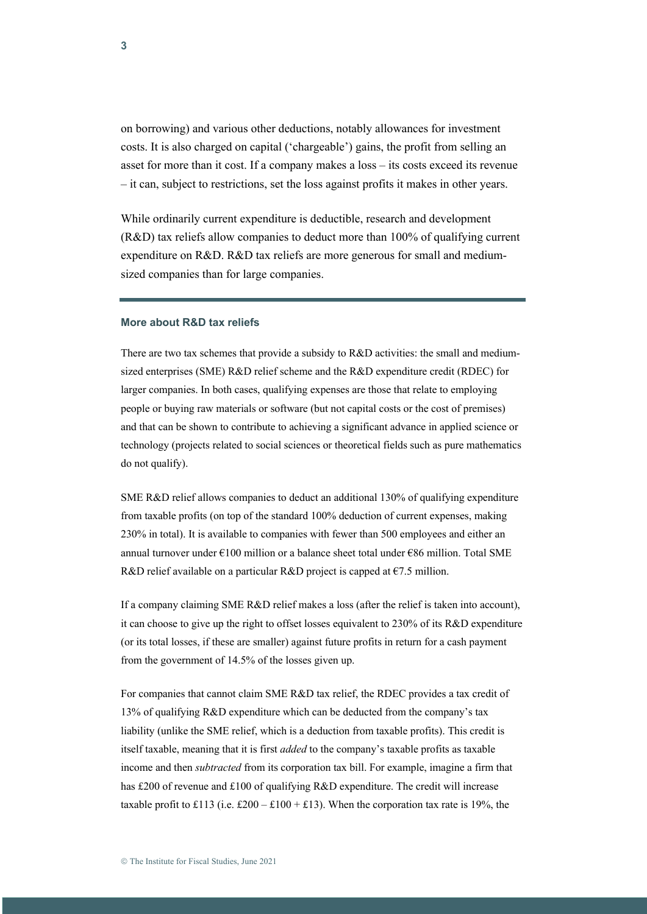on borrowing) and various other deductions, notably allowances for investment costs. It is also charged on capital ('chargeable') gains, the profit from selling an asset for more than it cost. If a company makes a loss – its costs exceed its revenue – it can, subject to restrictions, set the loss against profits it makes in other years.

While ordinarily current expenditure is deductible, research and development (R&D) tax reliefs allow companies to deduct more than 100% of qualifying current expenditure on R&D. R&D tax reliefs are more generous for small and medium-sized companies than for large companies.

---

### More about R&D tax reliefs

There are two tax schemes that provide a subsidy to R&D activities: the small and medium-sized enterprises (SME) R&D relief scheme and the R&D expenditure credit (RDEC) for larger companies. In both cases, qualifying expenses are those that relate to employing people or buying raw materials or software (but not capital costs or the cost of premises) and that can be shown to contribute to achieving a significant advance in applied science or technology (projects related to social sciences or theoretical fields such as pure mathematics do not qualify).

SME R&D relief allows companies to deduct an additional 130% of qualifying expenditure from taxable profits (on top of the standard 100% deduction of current expenses, making 230% in total). It is available to companies with fewer than 500 employees and either an annual turnover under €100 million or a balance sheet total under €86 million. Total SME R&D relief available on a particular R&D project is capped at €7.5 million.

If a company claiming SME R&D relief makes a loss (after the relief is taken into account), it can choose to give up the right to offset losses equivalent to 230% of its R&D expenditure (or its total losses, if these are smaller) against future profits in return for a cash payment from the government of 14.5% of the losses given up.

For companies that cannot claim SME R&D tax relief, the RDEC provides a tax credit of 13% of qualifying R&D expenditure which can be deducted from the company's tax liability (unlike the SME relief, which is a deduction from taxable profits). This credit is itself taxable, meaning that it is first *added* to the company's taxable profits as taxable income and then *subtracted* from its corporation tax bill. For example, imagine a firm that has £200 of revenue and £100 of qualifying R&D expenditure. The credit will increase taxable profit to £113 (i.e. £200 – £100 + £13). When the corporation tax rate is 19%, the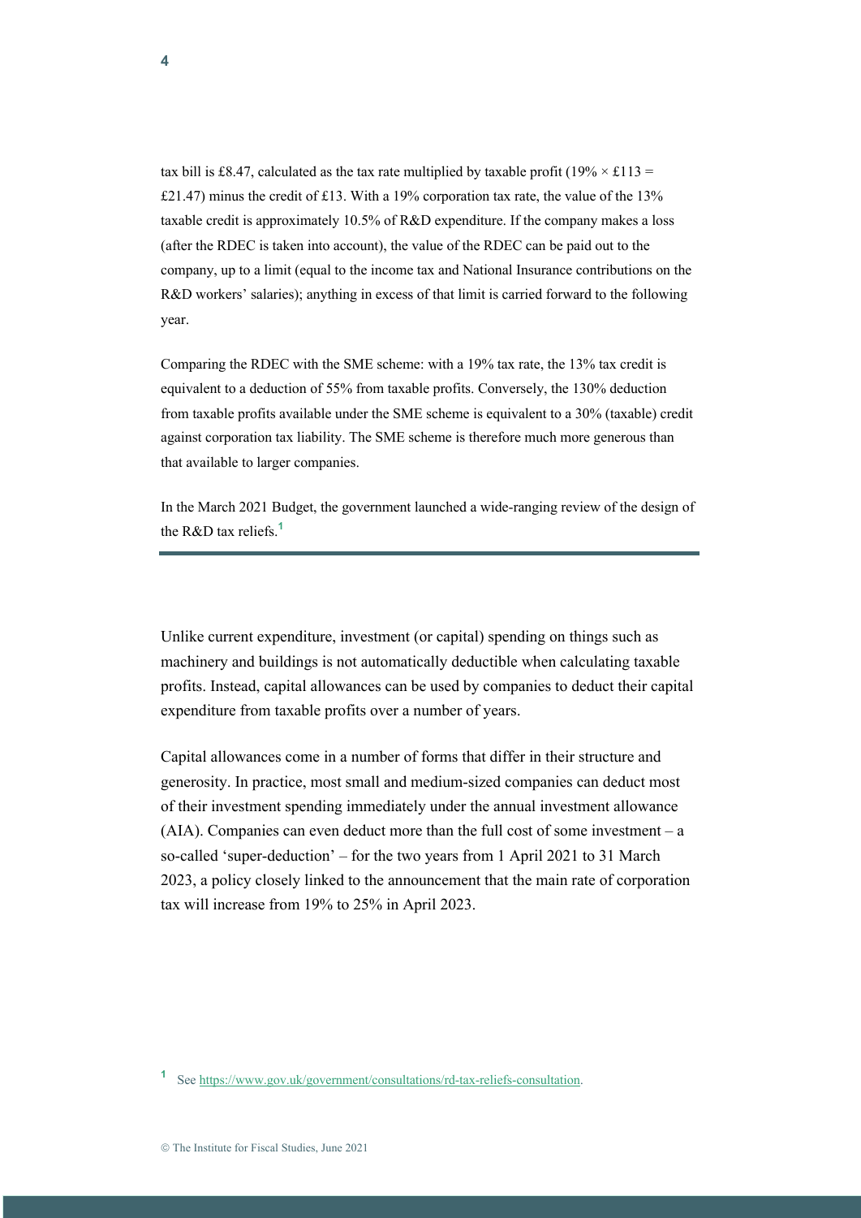tax bill is £8.47, calculated as the tax rate multiplied by taxable profit (19% × £113 = £21.47) minus the credit of £13. With a 19% corporation tax rate, the value of the 13% taxable credit is approximately 10.5% of R&D expenditure. If the company makes a loss (after the RDEC is taken into account), the value of the RDEC can be paid out to the company, up to a limit (equal to the income tax and National Insurance contributions on the R&D workers' salaries); anything in excess of that limit is carried forward to the following year.

Comparing the RDEC with the SME scheme: with a 19% tax rate, the 13% tax credit is equivalent to a deduction of 55% from taxable profits. Conversely, the 130% deduction from taxable profits available under the SME scheme is equivalent to a 30% (taxable) credit against corporation tax liability. The SME scheme is therefore much more generous than that available to larger companies.

In the March 2021 Budget, the government launched a wide-ranging review of the design of the R&D tax reliefs.[1]

---

Unlike current expenditure, investment (or capital) spending on things such as machinery and buildings is not automatically deductible when calculating taxable profits. Instead, capital allowances can be used by companies to deduct their capital expenditure from taxable profits over a number of years.

Capital allowances come in a number of forms that differ in their structure and generosity. In practice, most small and medium-sized companies can deduct most of their investment spending immediately under the annual investment allowance (AIA). Companies can even deduct more than the full cost of some investment – a so-called 'super-deduction' – for the two years from 1 April 2021 to 31 March 2023, a policy closely linked to the announcement that the main rate of corporation tax will increase from 19% to 25% in April 2023.

[1] See https://www.gov.uk/government/consultations/rd-tax-reliefs-consultation.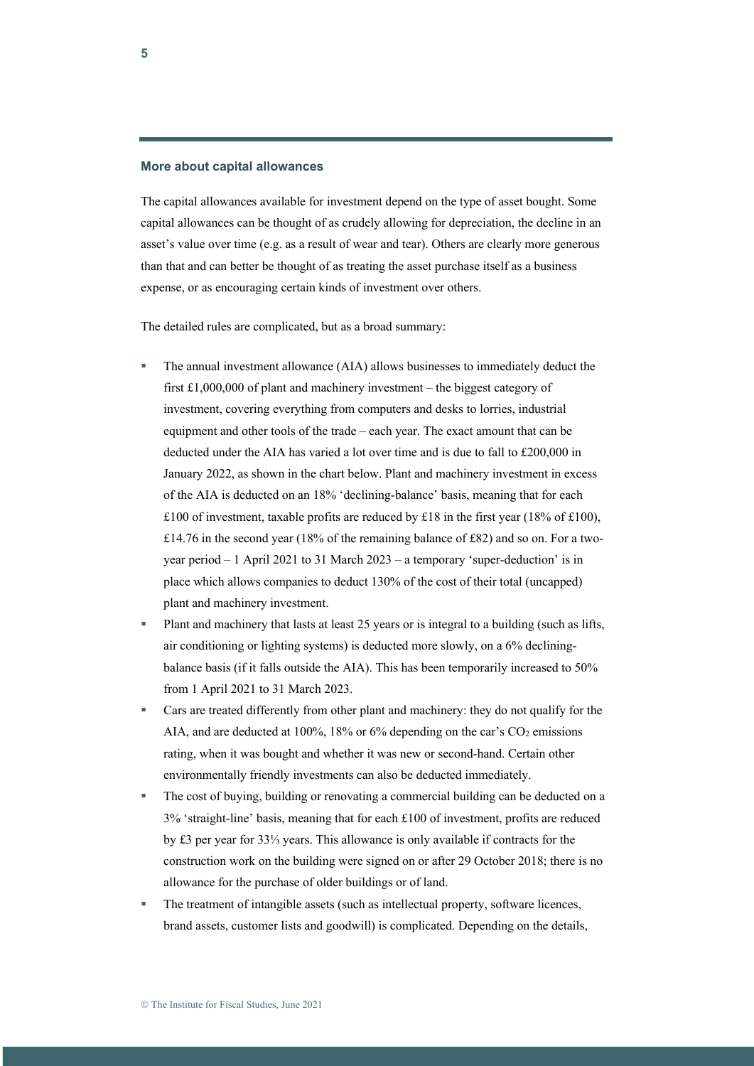### More about capital allowances

The capital allowances available for investment depend on the type of asset bought. Some capital allowances can be thought of as crudely allowing for depreciation, the decline in an asset's value over time (e.g. as a result of wear and tear). Others are clearly more generous than that and can better be thought of as treating the asset purchase itself as a business expense, or as encouraging certain kinds of investment over others.

The detailed rules are complicated, but as a broad summary:

- The annual investment allowance (AIA) allows businesses to immediately deduct the first £1,000,000 of plant and machinery investment – the biggest category of investment, covering everything from computers and desks to lorries, industrial equipment and other tools of the trade – each year. The exact amount that can be deducted under the AIA has varied a lot over time and is due to fall to £200,000 in January 2022, as shown in the chart below. Plant and machinery investment in excess of the AIA is deducted on an 18% 'declining-balance' basis, meaning that for each £100 of investment, taxable profits are reduced by £18 in the first year (18% of £100), £14.76 in the second year (18% of the remaining balance of £82) and so on. For a two-year period – 1 April 2021 to 31 March 2023 – a temporary 'super-deduction' is in place which allows companies to deduct 130% of the cost of their total (uncapped) plant and machinery investment.
- Plant and machinery that lasts at least 25 years or is integral to a building (such as lifts, air conditioning or lighting systems) is deducted more slowly, on a 6% declining-balance basis (if it falls outside the AIA). This has been temporarily increased to 50% from 1 April 2021 to 31 March 2023.
- Cars are treated differently from other plant and machinery: they do not qualify for the AIA, and are deducted at 100%, 18% or 6% depending on the car's $CO_2$ emissions rating, when it was bought and whether it was new or second-hand. Certain other environmentally friendly investments can also be deducted immediately.
- The cost of buying, building or renovating a commercial building can be deducted on a 3% 'straight-line' basis, meaning that for each £100 of investment, profits are reduced by £3 per year for 33⅓ years. This allowance is only available if contracts for the construction work on the building were signed on or after 29 October 2018; there is no allowance for the purchase of older buildings or of land.
- The treatment of intangible assets (such as intellectual property, software licences, brand assets, customer lists and goodwill) is complicated. Depending on the details,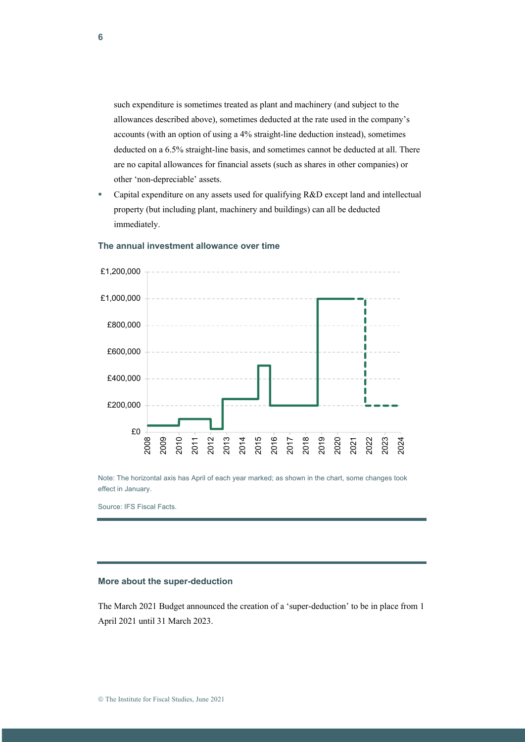such expenditure is sometimes treated as plant and machinery (and subject to the allowances described above), sometimes deducted at the rate used in the company's accounts (with an option of using a 4% straight-line deduction instead), sometimes deducted on a 6.5% straight-line basis, and sometimes cannot be deducted at all. There are no capital allowances for financial assets (such as shares in other companies) or other 'non-depreciable' assets.

- Capital expenditure on any assets used for qualifying R&D except land and intellectual property (but including plant, machinery and buildings) can all be deducted immediately.

### The annual investment allowance over time

Note: The horizontal axis has April of each year marked; as shown in the chart, some changes took effect in January.

Source: IFS Fiscal Facts.

### More about the super-deduction

The March 2021 Budget announced the creation of a 'super-deduction' to be in place from 1 April 2021 until 31 March 2023.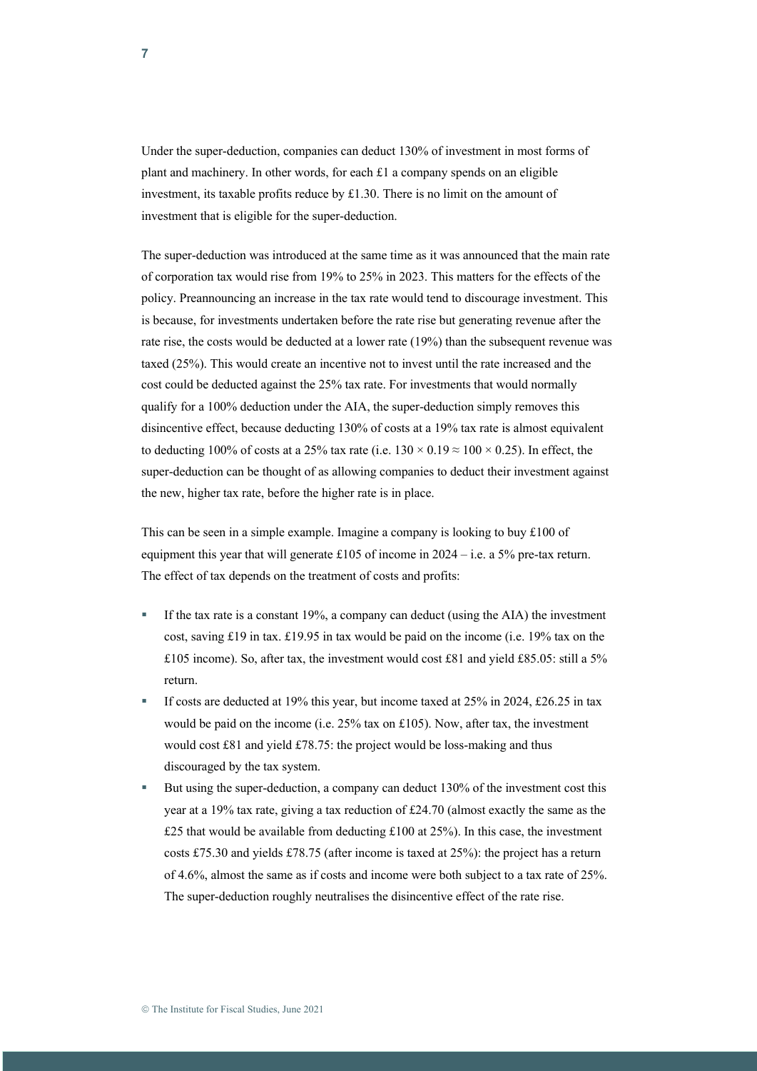Under the super-deduction, companies can deduct 130% of investment in most forms of plant and machinery. In other words, for each £1 a company spends on an eligible investment, its taxable profits reduce by £1.30. There is no limit on the amount of investment that is eligible for the super-deduction.

The super-deduction was introduced at the same time as it was announced that the main rate of corporation tax would rise from 19% to 25% in 2023. This matters for the effects of the policy. Preannouncing an increase in the tax rate would tend to discourage investment. This is because, for investments undertaken before the rate rise but generating revenue after the rate rise, the costs would be deducted at a lower rate (19%) than the subsequent revenue was taxed (25%). This would create an incentive not to invest until the rate increased and the cost could be deducted against the 25% tax rate. For investments that would normally qualify for a 100% deduction under the AIA, the super-deduction simply removes this disincentive effect, because deducting 130% of costs at a 19% tax rate is almost equivalent to deducting 100% of costs at a 25% tax rate (i.e. $130 \times 0.19 \approx 100 \times 0.25$). In effect, the super-deduction can be thought of as allowing companies to deduct their investment against the new, higher tax rate, before the higher rate is in place.

This can be seen in a simple example. Imagine a company is looking to buy £100 of equipment this year that will generate £105 of income in 2024 – i.e. a 5% pre-tax return. The effect of tax depends on the treatment of costs and profits:

- If the tax rate is a constant 19%, a company can deduct (using the AIA) the investment cost, saving £19 in tax. £19.95 in tax would be paid on the income (i.e. 19% tax on the £105 income). So, after tax, the investment would cost £81 and yield £85.05: still a 5% return.
- If costs are deducted at 19% this year, but income taxed at 25% in 2024, £26.25 in tax would be paid on the income (i.e. 25% tax on £105). Now, after tax, the investment would cost £81 and yield £78.75: the project would be loss-making and thus discouraged by the tax system.
- But using the super-deduction, a company can deduct 130% of the investment cost this year at a 19% tax rate, giving a tax reduction of £24.70 (almost exactly the same as the £25 that would be available from deducting £100 at 25%). In this case, the investment costs £75.30 and yields £78.75 (after income is taxed at 25%): the project has a return of 4.6%, almost the same as if costs and income were both subject to a tax rate of 25%. The super-deduction roughly neutralises the disincentive effect of the rate rise.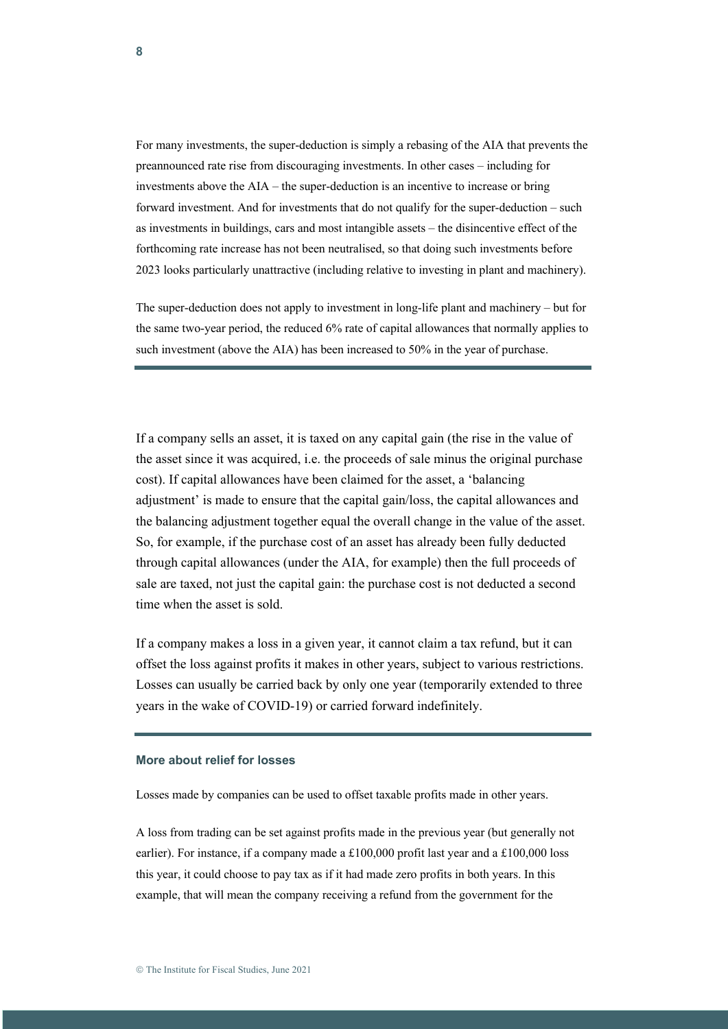For many investments, the super-deduction is simply a rebasing of the AIA that prevents the preannounced rate rise from discouraging investments. In other cases – including for investments above the AIA – the super-deduction is an incentive to increase or bring forward investment. And for investments that do not qualify for the super-deduction – such as investments in buildings, cars and most intangible assets – the disincentive effect of the forthcoming rate increase has not been neutralised, so that doing such investments before 2023 looks particularly unattractive (including relative to investing in plant and machinery).

The super-deduction does not apply to investment in long-life plant and machinery – but for the same two-year period, the reduced 6% rate of capital allowances that normally applies to such investment (above the AIA) has been increased to 50% in the year of purchase.

---

If a company sells an asset, it is taxed on any capital gain (the rise in the value of the asset since it was acquired, i.e. the proceeds of sale minus the original purchase cost). If capital allowances have been claimed for the asset, a 'balancing adjustment' is made to ensure that the capital gain/loss, the capital allowances and the balancing adjustment together equal the overall change in the value of the asset. So, for example, if the purchase cost of an asset has already been fully deducted through capital allowances (under the AIA, for example) then the full proceeds of sale are taxed, not just the capital gain: the purchase cost is not deducted a second time when the asset is sold.

If a company makes a loss in a given year, it cannot claim a tax refund, but it can offset the loss against profits it makes in other years, subject to various restrictions. Losses can usually be carried back by only one year (temporarily extended to three years in the wake of COVID-19) or carried forward indefinitely.

---

#### More about relief for losses

Losses made by companies can be used to offset taxable profits made in other years.

A loss from trading can be set against profits made in the previous year (but generally not earlier). For instance, if a company made a £100,000 profit last year and a £100,000 loss this year, it could choose to pay tax as if it had made zero profits in both years. In this example, that will mean the company receiving a refund from the government for the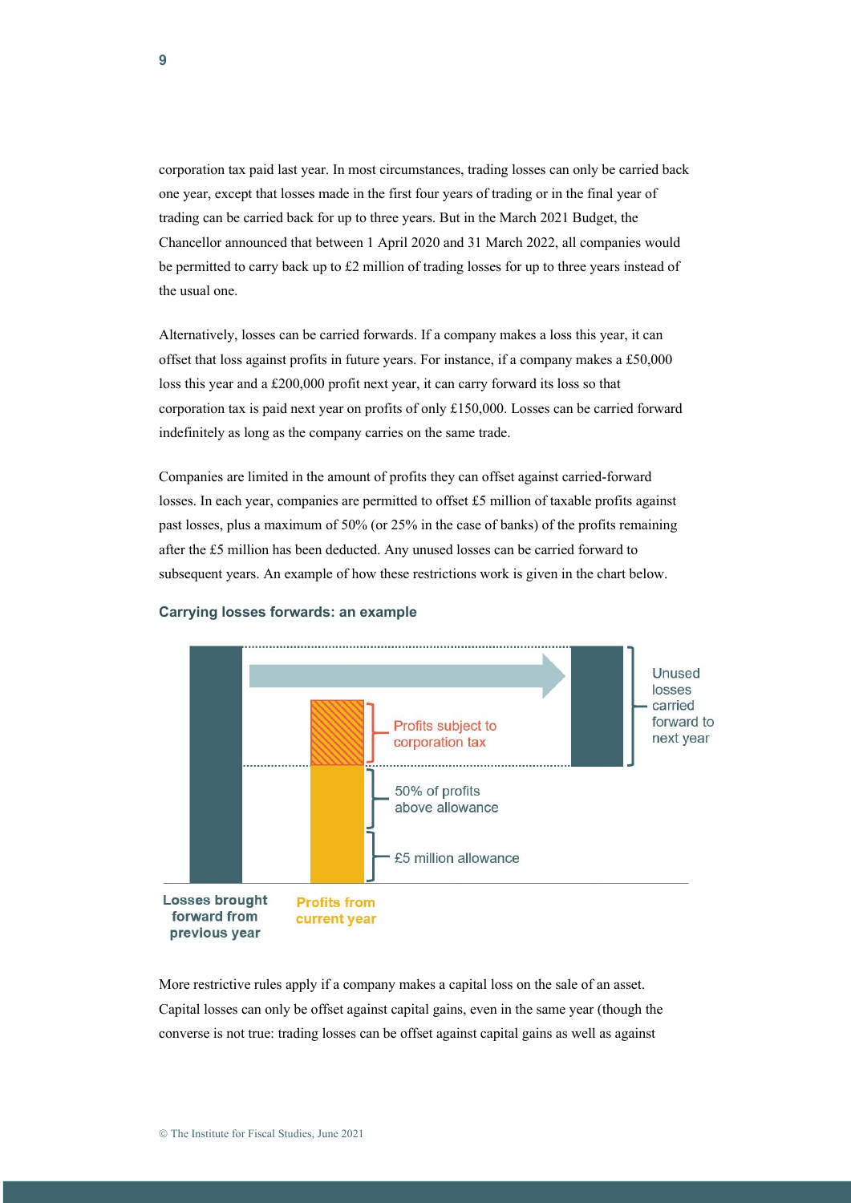corporation tax paid last year. In most circumstances, trading losses can only be carried back one year, except that losses made in the first four years of trading or in the final year of trading can be carried back for up to three years. But in the March 2021 Budget, the Chancellor announced that between 1 April 2020 and 31 March 2022, all companies would be permitted to carry back up to £2 million of trading losses for up to three years instead of the usual one.

Alternatively, losses can be carried forwards. If a company makes a loss this year, it can offset that loss against profits in future years. For instance, if a company makes a £50,000 loss this year and a £200,000 profit next year, it can carry forward its loss so that corporation tax is paid next year on profits of only £150,000. Losses can be carried forward indefinitely as long as the company carries on the same trade.

Companies are limited in the amount of profits they can offset against carried-forward losses. In each year, companies are permitted to offset £5 million of taxable profits against past losses, plus a maximum of 50% (or 25% in the case of banks) of the profits remaining after the £5 million has been deducted. Any unused losses can be carried forward to subsequent years. An example of how these restrictions work is given in the chart below.

### Carrying losses forwards: an example

Unused losses carried forward to next year

Profits subject to corporation tax

50% of profits above allowance

£5 million allowance

Losses brought forward from previous year

Profits from current year

More restrictive rules apply if a company makes a capital loss on the sale of an asset. Capital losses can only be offset against capital gains, even in the same year (though the converse is not true: trading losses can be offset against capital gains as well as against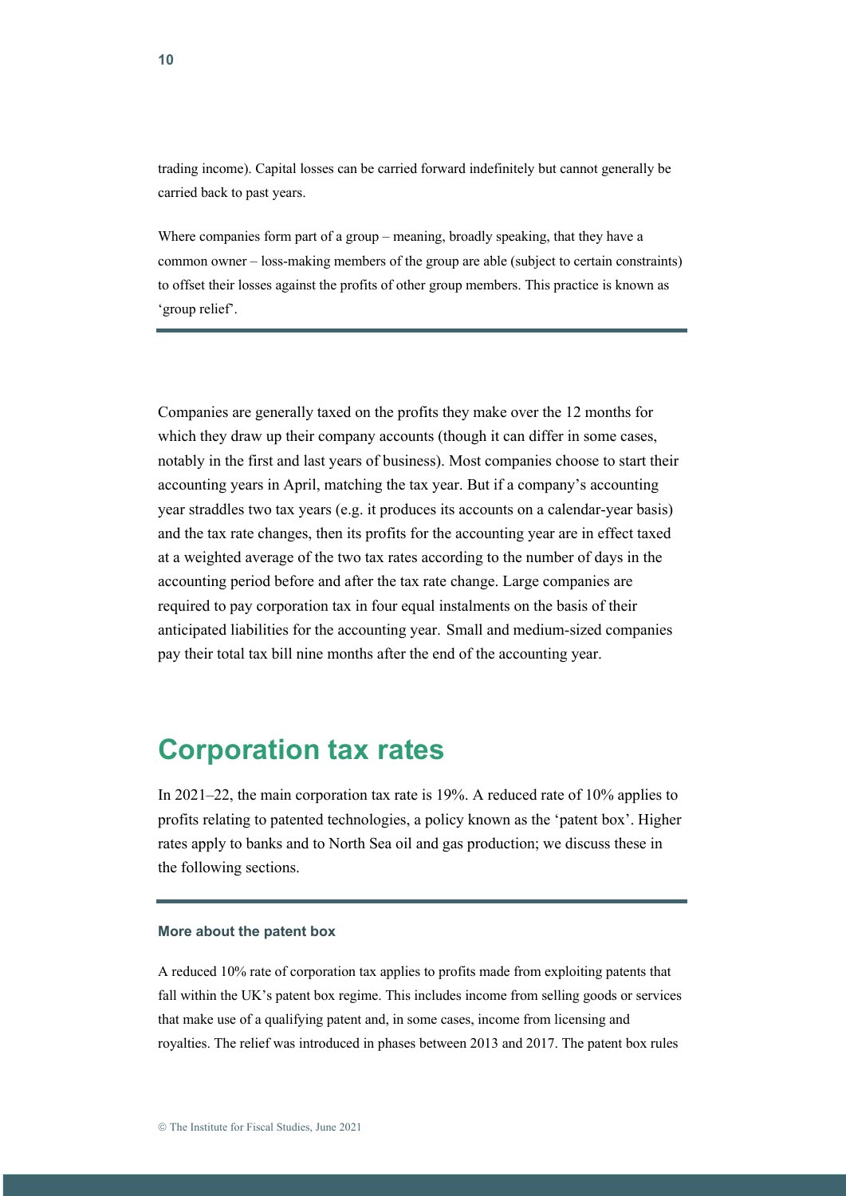trading income). Capital losses can be carried forward indefinitely but cannot generally be carried back to past years.

Where companies form part of a group – meaning, broadly speaking, that they have a common owner – loss-making members of the group are able (subject to certain constraints) to offset their losses against the profits of other group members. This practice is known as 'group relief'.

---

Companies are generally taxed on the profits they make over the 12 months for which they draw up their company accounts (though it can differ in some cases, notably in the first and last years of business). Most companies choose to start their accounting years in April, matching the tax year. But if a company's accounting year straddles two tax years (e.g. it produces its accounts on a calendar-year basis) and the tax rate changes, then its profits for the accounting year are in effect taxed at a weighted average of the two tax rates according to the number of days in the accounting period before and after the tax rate change. Large companies are required to pay corporation tax in four equal instalments on the basis of their anticipated liabilities for the accounting year. Small and medium-sized companies pay their total tax bill nine months after the end of the accounting year.

## Corporation tax rates

In 2021–22, the main corporation tax rate is 19%. A reduced rate of 10% applies to profits relating to patented technologies, a policy known as the 'patent box'. Higher rates apply to banks and to North Sea oil and gas production; we discuss these in the following sections.

---

#### More about the patent box

A reduced 10% rate of corporation tax applies to profits made from exploiting patents that fall within the UK's patent box regime. This includes income from selling goods or services that make use of a qualifying patent and, in some cases, income from licensing and royalties. The relief was introduced in phases between 2013 and 2017. The patent box rules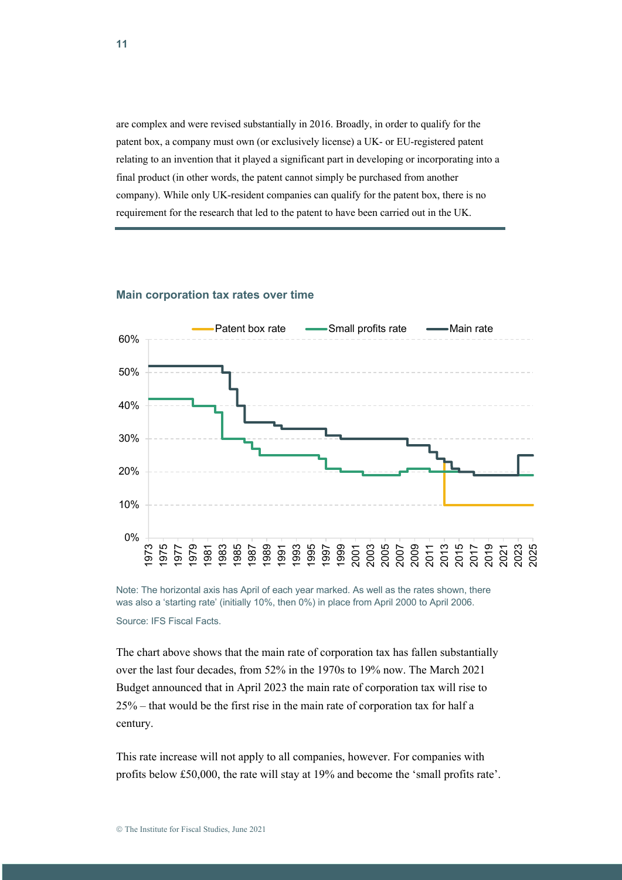are complex and were revised substantially in 2016. Broadly, in order to qualify for the patent box, a company must own (or exclusively license) a UK- or EU-registered patent relating to an invention that it played a significant part in developing or incorporating into a final product (in other words, the patent cannot simply be purchased from another company). While only UK-resident companies can qualify for the patent box, there is no requirement for the research that led to the patent to have been carried out in the UK.

### Main corporation tax rates over time

Note: The horizontal axis has April of each year marked. As well as the rates shown, there was also a 'starting rate' (initially 10%, then 0%) in place from April 2000 to April 2006.

Source: IFS Fiscal Facts.

The chart above shows that the main rate of corporation tax has fallen substantially over the last four decades, from 52% in the 1970s to 19% now. The March 2021 Budget announced that in April 2023 the main rate of corporation tax will rise to 25% – that would be the first rise in the main rate of corporation tax for half a century.

This rate increase will not apply to all companies, however. For companies with profits below £50,000, the rate will stay at 19% and become the 'small profits rate'.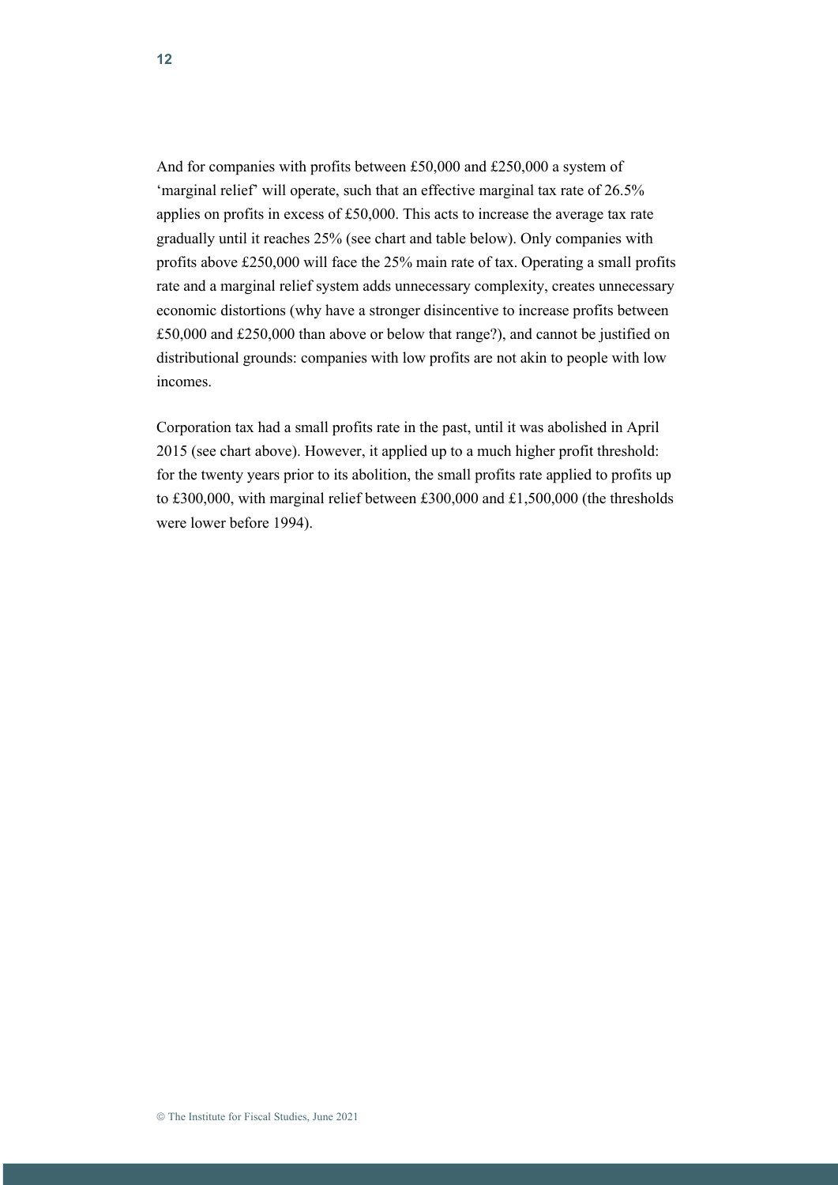And for companies with profits between £50,000 and £250,000 a system of 'marginal relief' will operate, such that an effective marginal tax rate of 26.5% applies on profits in excess of £50,000. This acts to increase the average tax rate gradually until it reaches 25% (see chart and table below). Only companies with profits above £250,000 will face the 25% main rate of tax. Operating a small profits rate and a marginal relief system adds unnecessary complexity, creates unnecessary economic distortions (why have a stronger disincentive to increase profits between £50,000 and £250,000 than above or below that range?), and cannot be justified on distributional grounds: companies with low profits are not akin to people with low incomes.

Corporation tax had a small profits rate in the past, until it was abolished in April 2015 (see chart above). However, it applied up to a much higher profit threshold: for the twenty years prior to its abolition, the small profits rate applied to profits up to £300,000, with marginal relief between £300,000 and £1,500,000 (the thresholds were lower before 1994).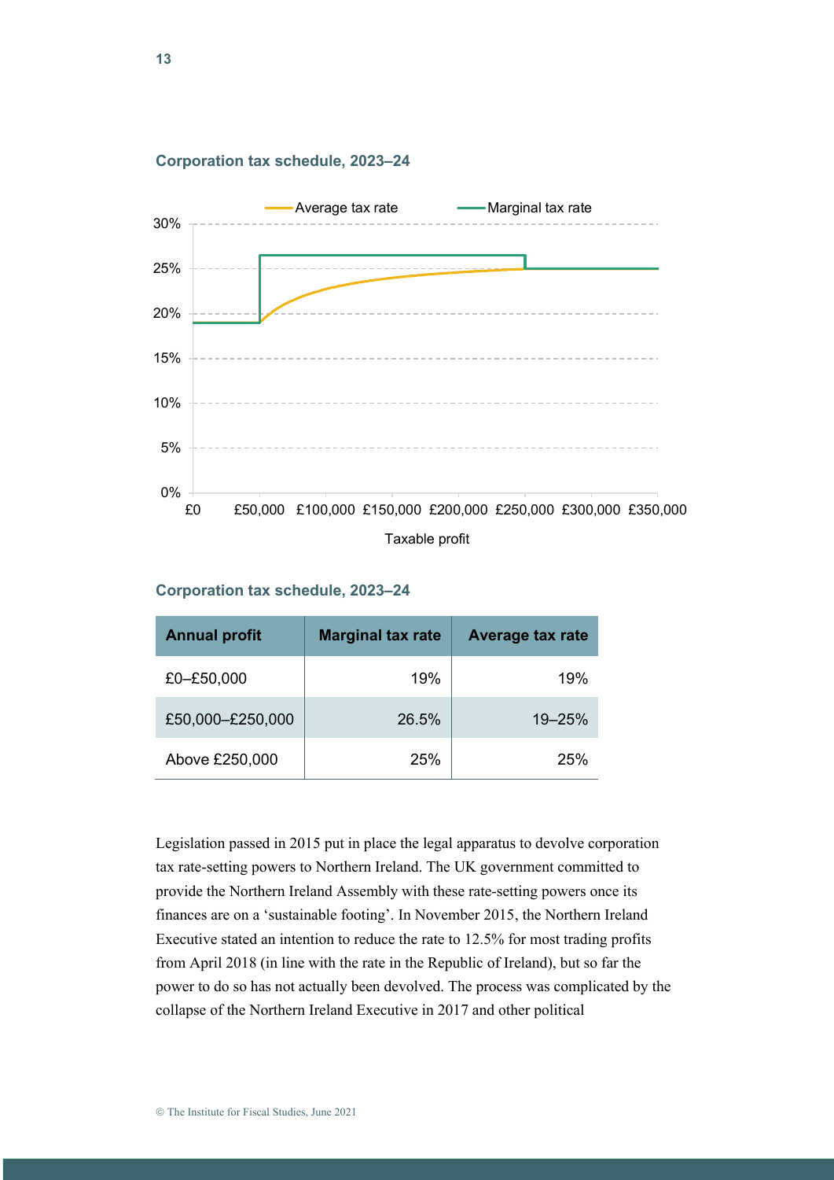**Corporation tax schedule, 2023–24**

**Corporation tax schedule, 2023–24**

| Annual profit | Marginal tax rate | Average tax rate |
|---|---|---|
| £0–£50,000 | 19% | 19% |
| £50,000–£250,000 | 26.5% | 19–25% |
| Above £250,000 | 25% | 25% |

Legislation passed in 2015 put in place the legal apparatus to devolve corporation tax rate-setting powers to Northern Ireland. The UK government committed to provide the Northern Ireland Assembly with these rate-setting powers once its finances are on a 'sustainable footing'. In November 2015, the Northern Ireland Executive stated an intention to reduce the rate to 12.5% for most trading profits from April 2018 (in line with the rate in the Republic of Ireland), but so far the power to do so has not actually been devolved. The process was complicated by the collapse of the Northern Ireland Executive in 2017 and other political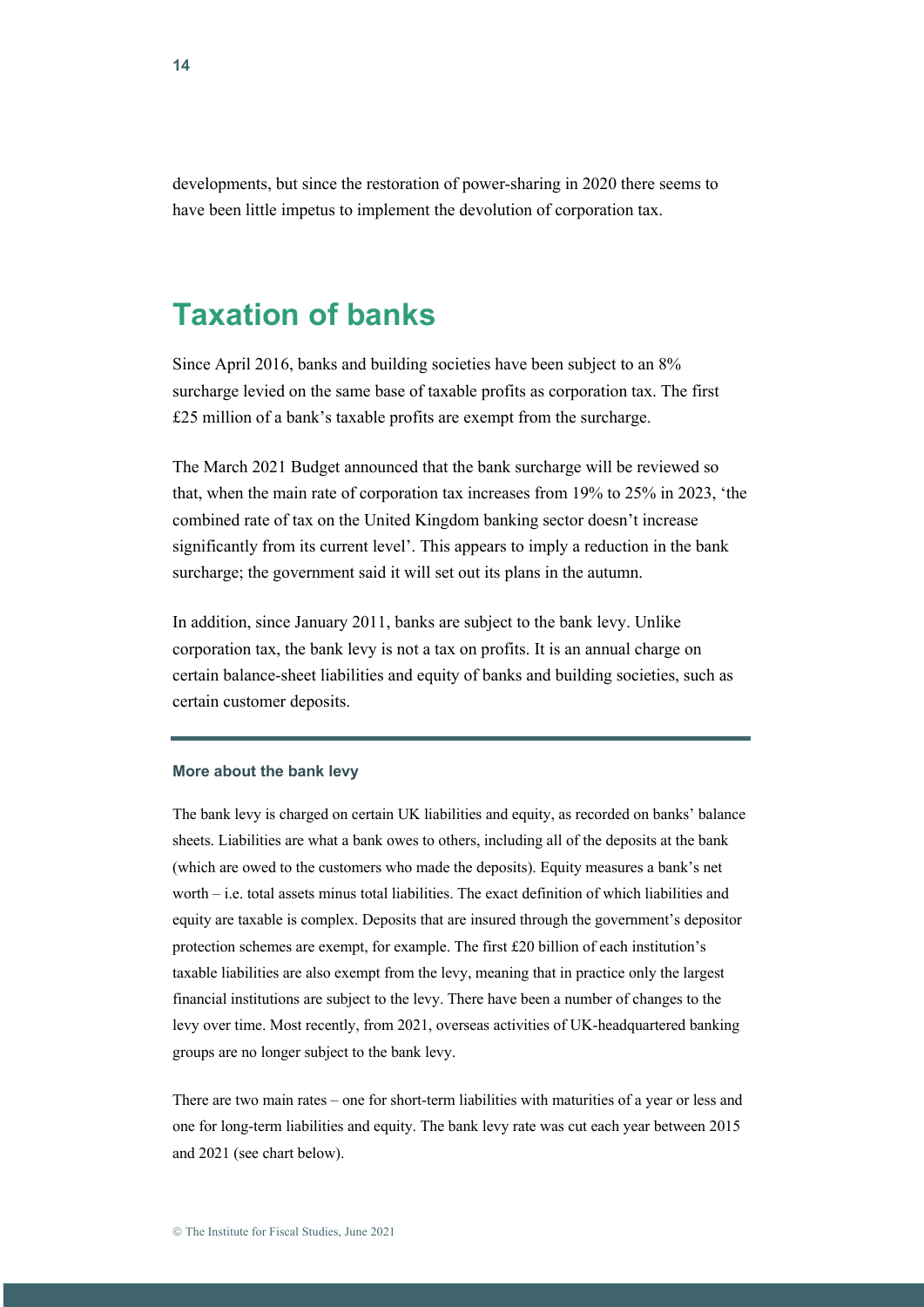developments, but since the restoration of power-sharing in 2020 there seems to have been little impetus to implement the devolution of corporation tax.

## Taxation of banks

Since April 2016, banks and building societies have been subject to an 8% surcharge levied on the same base of taxable profits as corporation tax. The first £25 million of a bank's taxable profits are exempt from the surcharge.

The March 2021 Budget announced that the bank surcharge will be reviewed so that, when the main rate of corporation tax increases from 19% to 25% in 2023, 'the combined rate of tax on the United Kingdom banking sector doesn't increase significantly from its current level'. This appears to imply a reduction in the bank surcharge; the government said it will set out its plans in the autumn.

In addition, since January 2011, banks are subject to the bank levy. Unlike corporation tax, the bank levy is not a tax on profits. It is an annual charge on certain balance-sheet liabilities and equity of banks and building societies, such as certain customer deposits.

---

#### More about the bank levy

The bank levy is charged on certain UK liabilities and equity, as recorded on banks' balance sheets. Liabilities are what a bank owes to others, including all of the deposits at the bank (which are owed to the customers who made the deposits). Equity measures a bank's net worth – i.e. total assets minus total liabilities. The exact definition of which liabilities and equity are taxable is complex. Deposits that are insured through the government's depositor protection schemes are exempt, for example. The first £20 billion of each institution's taxable liabilities are also exempt from the levy, meaning that in practice only the largest financial institutions are subject to the levy. There have been a number of changes to the levy over time. Most recently, from 2021, overseas activities of UK-headquartered banking groups are no longer subject to the bank levy.

There are two main rates – one for short-term liabilities with maturities of a year or less and one for long-term liabilities and equity. The bank levy rate was cut each year between 2015 and 2021 (see chart below).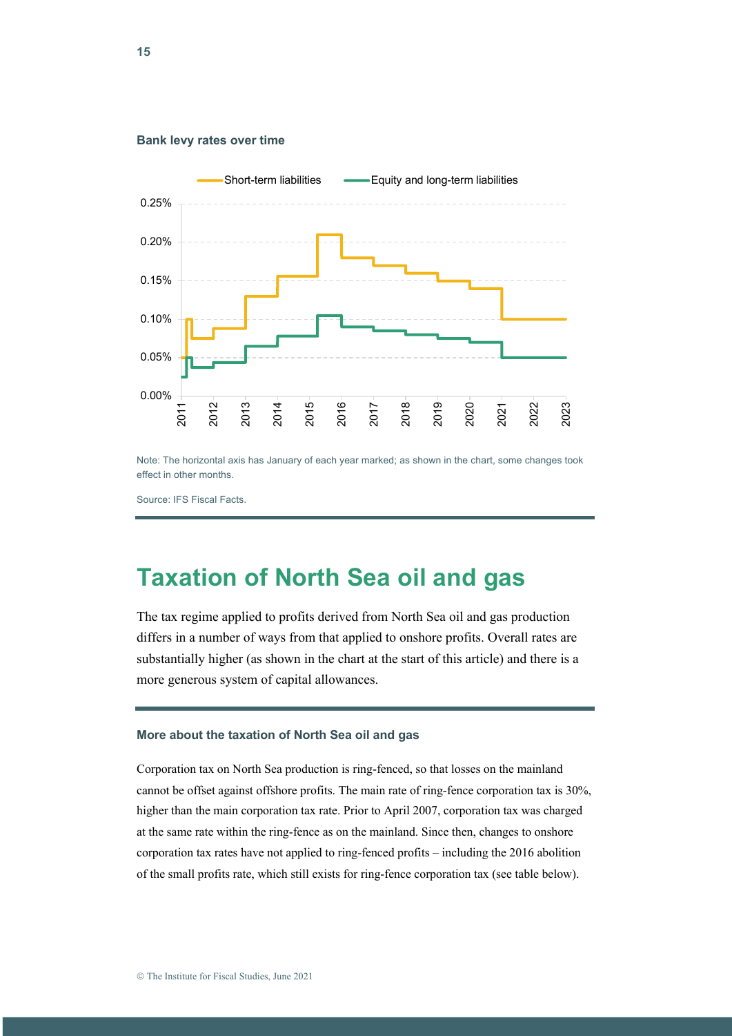**Bank levy rates over time**

Note: The horizontal axis has January of each year marked; as shown in the chart, some changes took effect in other months.

Source: IFS Fiscal Facts.

## Taxation of North Sea oil and gas

The tax regime applied to profits derived from North Sea oil and gas production differs in a number of ways from that applied to onshore profits. Overall rates are substantially higher (as shown in the chart at the start of this article) and there is a more generous system of capital allowances.

#### More about the taxation of North Sea oil and gas

Corporation tax on North Sea production is ring-fenced, so that losses on the mainland cannot be offset against offshore profits. The main rate of ring-fence corporation tax is 30%, higher than the main corporation tax rate. Prior to April 2007, corporation tax was charged at the same rate within the ring-fence as on the mainland. Since then, changes to onshore corporation tax rates have not applied to ring-fenced profits – including the 2016 abolition of the small profits rate, which still exists for ring-fence corporation tax (see table below).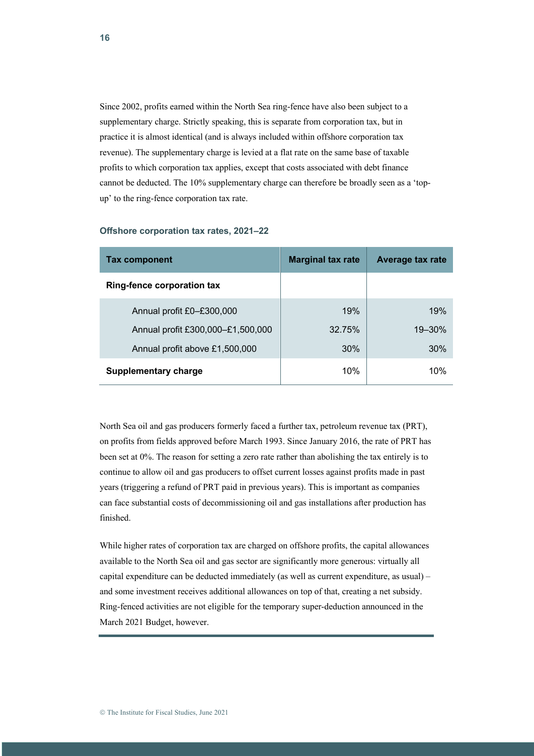Since 2002, profits earned within the North Sea ring-fence have also been subject to a supplementary charge. Strictly speaking, this is separate from corporation tax, but in practice it is almost identical (and is always included within offshore corporation tax revenue). The supplementary charge is levied at a flat rate on the same base of taxable profits to which corporation tax applies, except that costs associated with debt finance cannot be deducted. The 10% supplementary charge can therefore be broadly seen as a 'top-up' to the ring-fence corporation tax rate.

### Offshore corporation tax rates, 2021–22

| Tax component | Marginal tax rate | Average tax rate |
|---|---|---|
| **Ring-fence corporation tax** | | |
| Annual profit £0–£300,000 | 19% | 19% |
| Annual profit £300,000–£1,500,000 | 32.75% | 19–30% |
| Annual profit above £1,500,000 | 30% | 30% |
| **Supplementary charge** | 10% | 10% |

North Sea oil and gas producers formerly faced a further tax, petroleum revenue tax (PRT), on profits from fields approved before March 1993. Since January 2016, the rate of PRT has been set at 0%. The reason for setting a zero rate rather than abolishing the tax entirely is to continue to allow oil and gas producers to offset current losses against profits made in past years (triggering a refund of PRT paid in previous years). This is important as companies can face substantial costs of decommissioning oil and gas installations after production has finished.

While higher rates of corporation tax are charged on offshore profits, the capital allowances available to the North Sea oil and gas sector are significantly more generous: virtually all capital expenditure can be deducted immediately (as well as current expenditure, as usual) – and some investment receives additional allowances on top of that, creating a net subsidy. Ring-fenced activities are not eligible for the temporary super-deduction announced in the March 2021 Budget, however.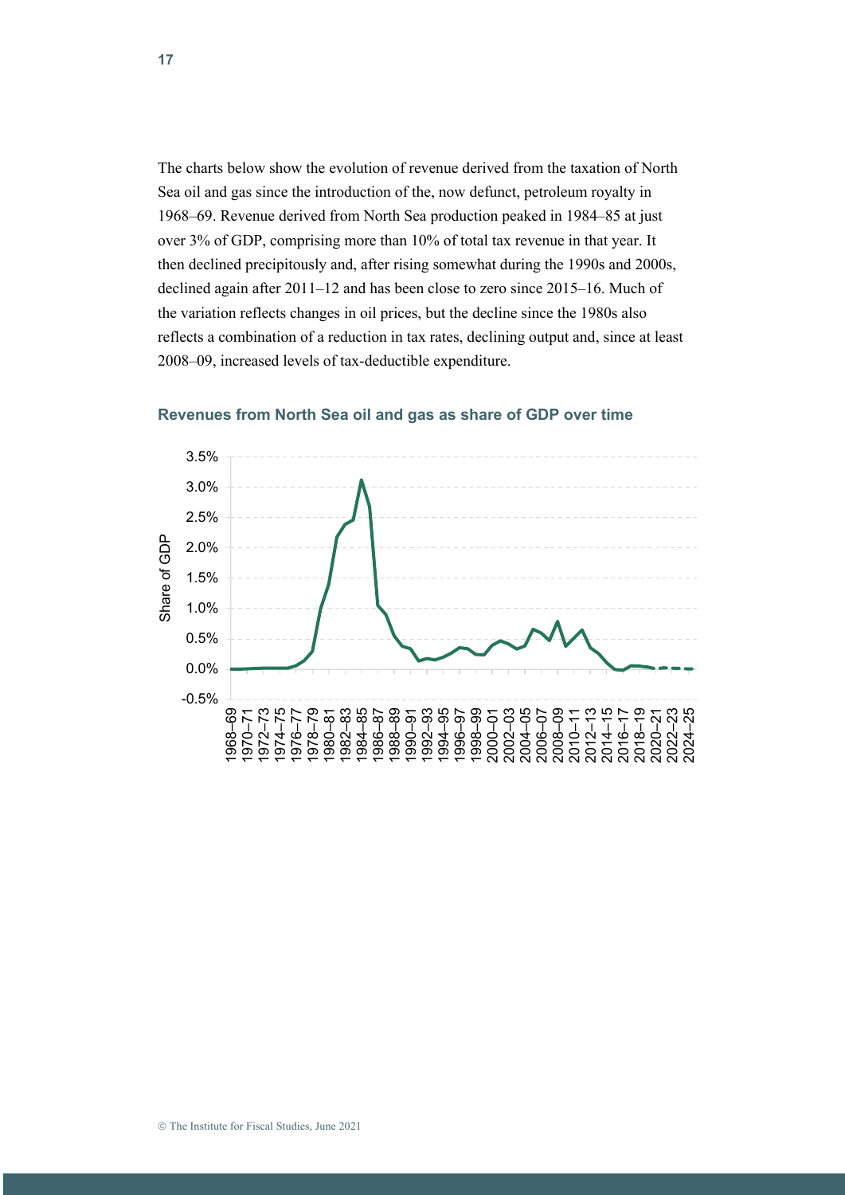The charts below show the evolution of revenue derived from the taxation of North Sea oil and gas since the introduction of the, now defunct, petroleum royalty in 1968–69. Revenue derived from North Sea production peaked in 1984–85 at just over 3% of GDP, comprising more than 10% of total tax revenue in that year. It then declined precipitously and, after rising somewhat during the 1990s and 2000s, declined again after 2011–12 and has been close to zero since 2015–16. Much of the variation reflects changes in oil prices, but the decline since the 1980s also reflects a combination of a reduction in tax rates, declining output and, since at least 2008–09, increased levels of tax-deductible expenditure.

### Revenues from North Sea oil and gas as share of GDP over time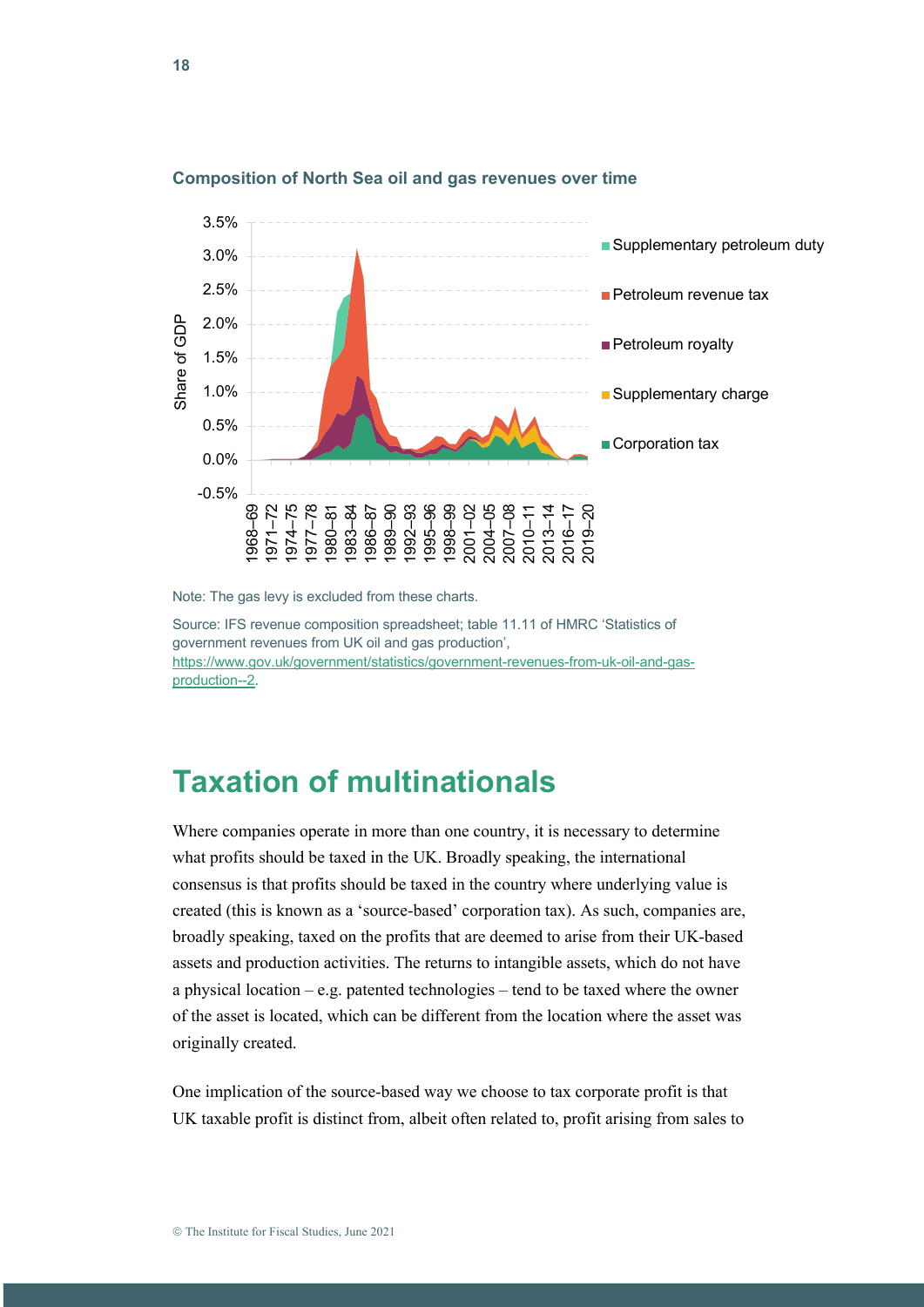**Composition of North Sea oil and gas revenues over time**

Note: The gas levy is excluded from these charts.

Source: IFS revenue composition spreadsheet; table 11.11 of HMRC 'Statistics of government revenues from UK oil and gas production', https://www.gov.uk/government/statistics/government-revenues-from-uk-oil-and-gas-production--2.

## Taxation of multinationals

Where companies operate in more than one country, it is necessary to determine what profits should be taxed in the UK. Broadly speaking, the international consensus is that profits should be taxed in the country where underlying value is created (this is known as a 'source-based' corporation tax). As such, companies are, broadly speaking, taxed on the profits that are deemed to arise from their UK-based assets and production activities. The returns to intangible assets, which do not have a physical location – e.g. patented technologies – tend to be taxed where the owner of the asset is located, which can be different from the location where the asset was originally created.

One implication of the source-based way we choose to tax corporate profit is that UK taxable profit is distinct from, albeit often related to, profit arising from sales to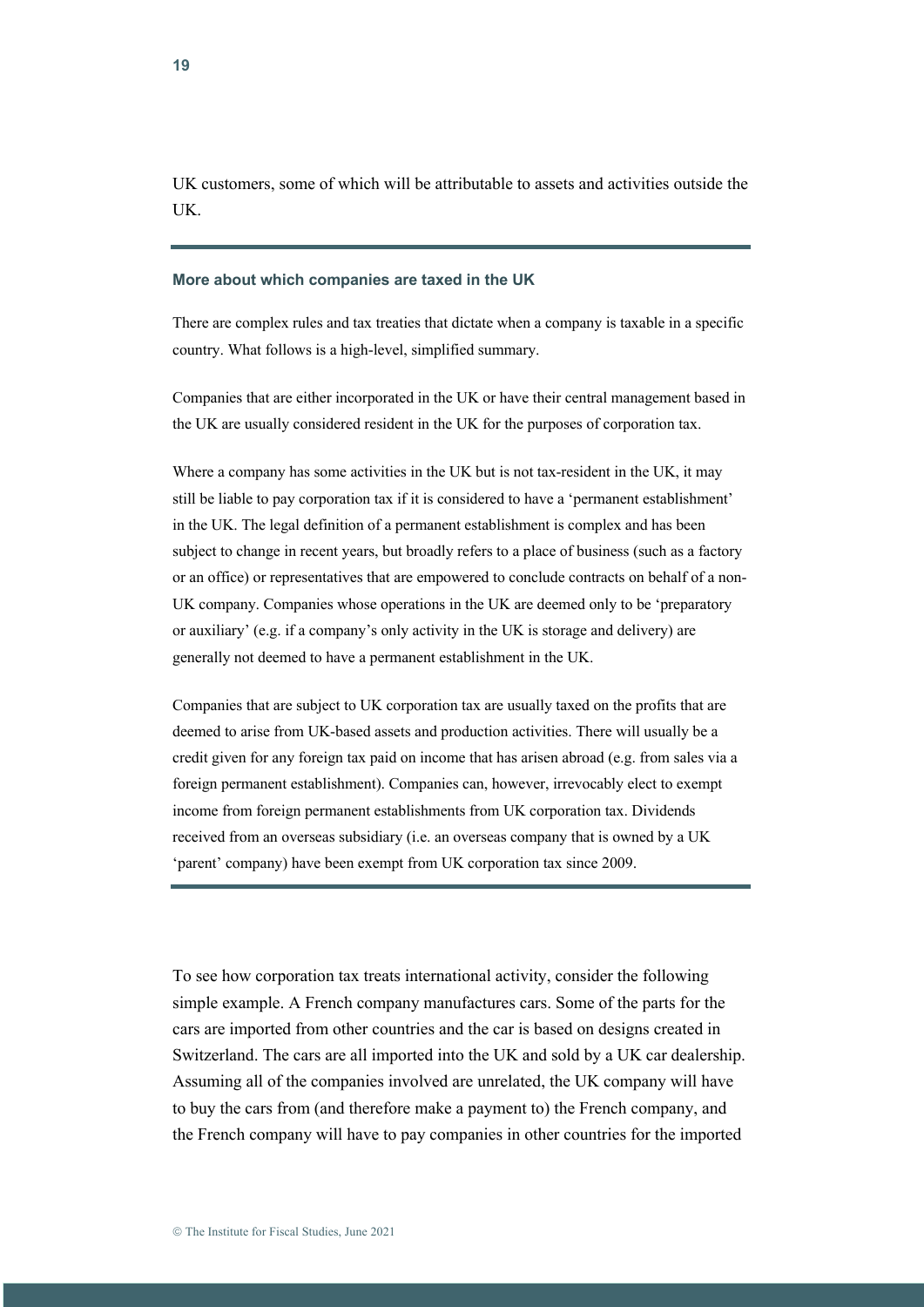UK customers, some of which will be attributable to assets and activities outside the UK.

---

**More about which companies are taxed in the UK**

There are complex rules and tax treaties that dictate when a company is taxable in a specific country. What follows is a high-level, simplified summary.

Companies that are either incorporated in the UK or have their central management based in the UK are usually considered resident in the UK for the purposes of corporation tax.

Where a company has some activities in the UK but is not tax-resident in the UK, it may still be liable to pay corporation tax if it is considered to have a 'permanent establishment' in the UK. The legal definition of a permanent establishment is complex and has been subject to change in recent years, but broadly refers to a place of business (such as a factory or an office) or representatives that are empowered to conclude contracts on behalf of a non-UK company. Companies whose operations in the UK are deemed only to be 'preparatory or auxiliary' (e.g. if a company's only activity in the UK is storage and delivery) are generally not deemed to have a permanent establishment in the UK.

Companies that are subject to UK corporation tax are usually taxed on the profits that are deemed to arise from UK-based assets and production activities. There will usually be a credit given for any foreign tax paid on income that has arisen abroad (e.g. from sales via a foreign permanent establishment). Companies can, however, irrevocably elect to exempt income from foreign permanent establishments from UK corporation tax. Dividends received from an overseas subsidiary (i.e. an overseas company that is owned by a UK 'parent' company) have been exempt from UK corporation tax since 2009.

---

To see how corporation tax treats international activity, consider the following simple example. A French company manufactures cars. Some of the parts for the cars are imported from other countries and the car is based on designs created in Switzerland. The cars are all imported into the UK and sold by a UK car dealership. Assuming all of the companies involved are unrelated, the UK company will have to buy the cars from (and therefore make a payment to) the French company, and the French company will have to pay companies in other countries for the imported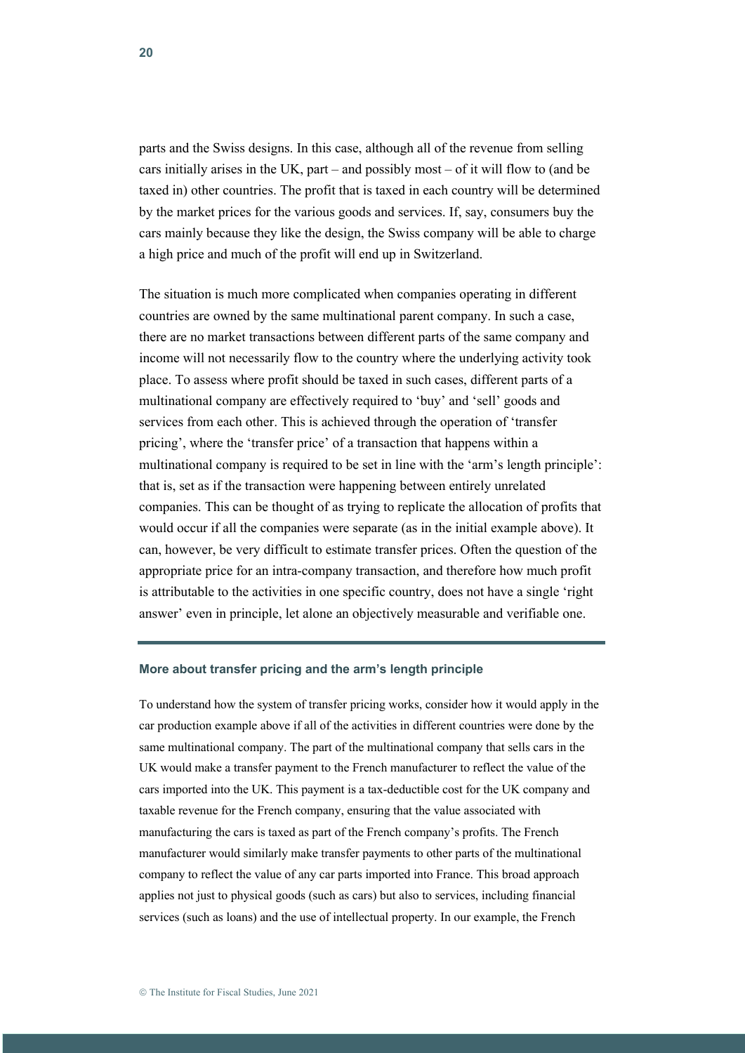parts and the Swiss designs. In this case, although all of the revenue from selling cars initially arises in the UK, part – and possibly most – of it will flow to (and be taxed in) other countries. The profit that is taxed in each country will be determined by the market prices for the various goods and services. If, say, consumers buy the cars mainly because they like the design, the Swiss company will be able to charge a high price and much of the profit will end up in Switzerland.

The situation is much more complicated when companies operating in different countries are owned by the same multinational parent company. In such a case, there are no market transactions between different parts of the same company and income will not necessarily flow to the country where the underlying activity took place. To assess where profit should be taxed in such cases, different parts of a multinational company are effectively required to 'buy' and 'sell' goods and services from each other. This is achieved through the operation of 'transfer pricing', where the 'transfer price' of a transaction that happens within a multinational company is required to be set in line with the 'arm's length principle': that is, set as if the transaction were happening between entirely unrelated companies. This can be thought of as trying to replicate the allocation of profits that would occur if all the companies were separate (as in the initial example above). It can, however, be very difficult to estimate transfer prices. Often the question of the appropriate price for an intra-company transaction, and therefore how much profit is attributable to the activities in one specific country, does not have a single 'right answer' even in principle, let alone an objectively measurable and verifiable one.

### More about transfer pricing and the arm's length principle

To understand how the system of transfer pricing works, consider how it would apply in the car production example above if all of the activities in different countries were done by the same multinational company. The part of the multinational company that sells cars in the UK would make a transfer payment to the French manufacturer to reflect the value of the cars imported into the UK. This payment is a tax-deductible cost for the UK company and taxable revenue for the French company, ensuring that the value associated with manufacturing the cars is taxed as part of the French company's profits. The French manufacturer would similarly make transfer payments to other parts of the multinational company to reflect the value of any car parts imported into France. This broad approach applies not just to physical goods (such as cars) but also to services, including financial services (such as loans) and the use of intellectual property. In our example, the French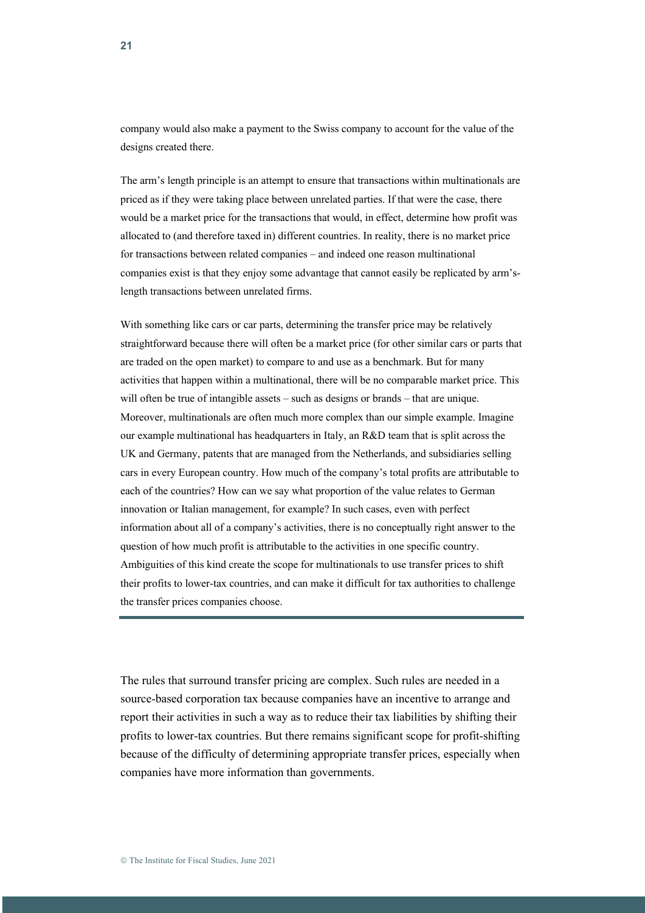company would also make a payment to the Swiss company to account for the value of the designs created there.

The arm's length principle is an attempt to ensure that transactions within multinationals are priced as if they were taking place between unrelated parties. If that were the case, there would be a market price for the transactions that would, in effect, determine how profit was allocated to (and therefore taxed in) different countries. In reality, there is no market price for transactions between related companies – and indeed one reason multinational companies exist is that they enjoy some advantage that cannot easily be replicated by arm's-length transactions between unrelated firms.

With something like cars or car parts, determining the transfer price may be relatively straightforward because there will often be a market price (for other similar cars or parts that are traded on the open market) to compare to and use as a benchmark. But for many activities that happen within a multinational, there will be no comparable market price. This will often be true of intangible assets – such as designs or brands – that are unique. Moreover, multinationals are often much more complex than our simple example. Imagine our example multinational has headquarters in Italy, an R&D team that is split across the UK and Germany, patents that are managed from the Netherlands, and subsidiaries selling cars in every European country. How much of the company's total profits are attributable to each of the countries? How can we say what proportion of the value relates to German innovation or Italian management, for example? In such cases, even with perfect information about all of a company's activities, there is no conceptually right answer to the question of how much profit is attributable to the activities in one specific country. Ambiguities of this kind create the scope for multinationals to use transfer prices to shift their profits to lower-tax countries, and can make it difficult for tax authorities to challenge the transfer prices companies choose.

---

The rules that surround transfer pricing are complex. Such rules are needed in a source-based corporation tax because companies have an incentive to arrange and report their activities in such a way as to reduce their tax liabilities by shifting their profits to lower-tax countries. But there remains significant scope for profit-shifting because of the difficulty of determining appropriate transfer prices, especially when companies have more information than governments.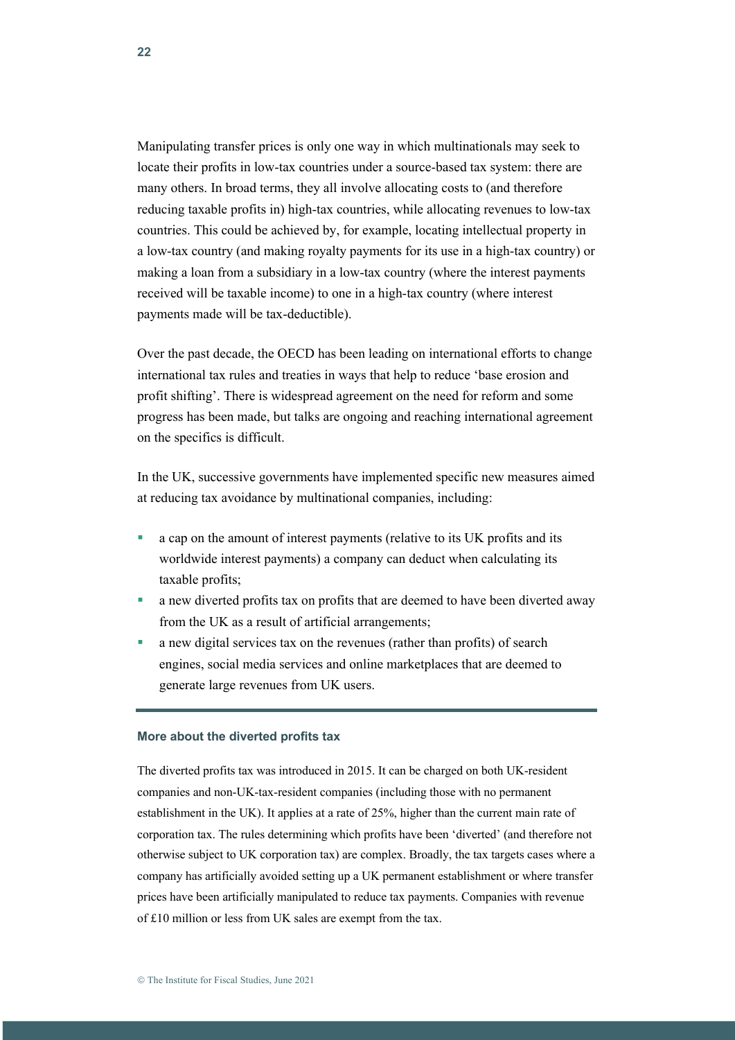Manipulating transfer prices is only one way in which multinationals may seek to locate their profits in low-tax countries under a source-based tax system: there are many others. In broad terms, they all involve allocating costs to (and therefore reducing taxable profits in) high-tax countries, while allocating revenues to low-tax countries. This could be achieved by, for example, locating intellectual property in a low-tax country (and making royalty payments for its use in a high-tax country) or making a loan from a subsidiary in a low-tax country (where the interest payments received will be taxable income) to one in a high-tax country (where interest payments made will be tax-deductible).

Over the past decade, the OECD has been leading on international efforts to change international tax rules and treaties in ways that help to reduce 'base erosion and profit shifting'. There is widespread agreement on the need for reform and some progress has been made, but talks are ongoing and reaching international agreement on the specifics is difficult.

In the UK, successive governments have implemented specific new measures aimed at reducing tax avoidance by multinational companies, including:

- a cap on the amount of interest payments (relative to its UK profits and its worldwide interest payments) a company can deduct when calculating its taxable profits;
- a new diverted profits tax on profits that are deemed to have been diverted away from the UK as a result of artificial arrangements;
- a new digital services tax on the revenues (rather than profits) of search engines, social media services and online marketplaces that are deemed to generate large revenues from UK users.

#### More about the diverted profits tax

The diverted profits tax was introduced in 2015. It can be charged on both UK-resident companies and non-UK-tax-resident companies (including those with no permanent establishment in the UK). It applies at a rate of 25%, higher than the current main rate of corporation tax. The rules determining which profits have been 'diverted' (and therefore not otherwise subject to UK corporation tax) are complex. Broadly, the tax targets cases where a company has artificially avoided setting up a UK permanent establishment or where transfer prices have been artificially manipulated to reduce tax payments. Companies with revenue of £10 million or less from UK sales are exempt from the tax.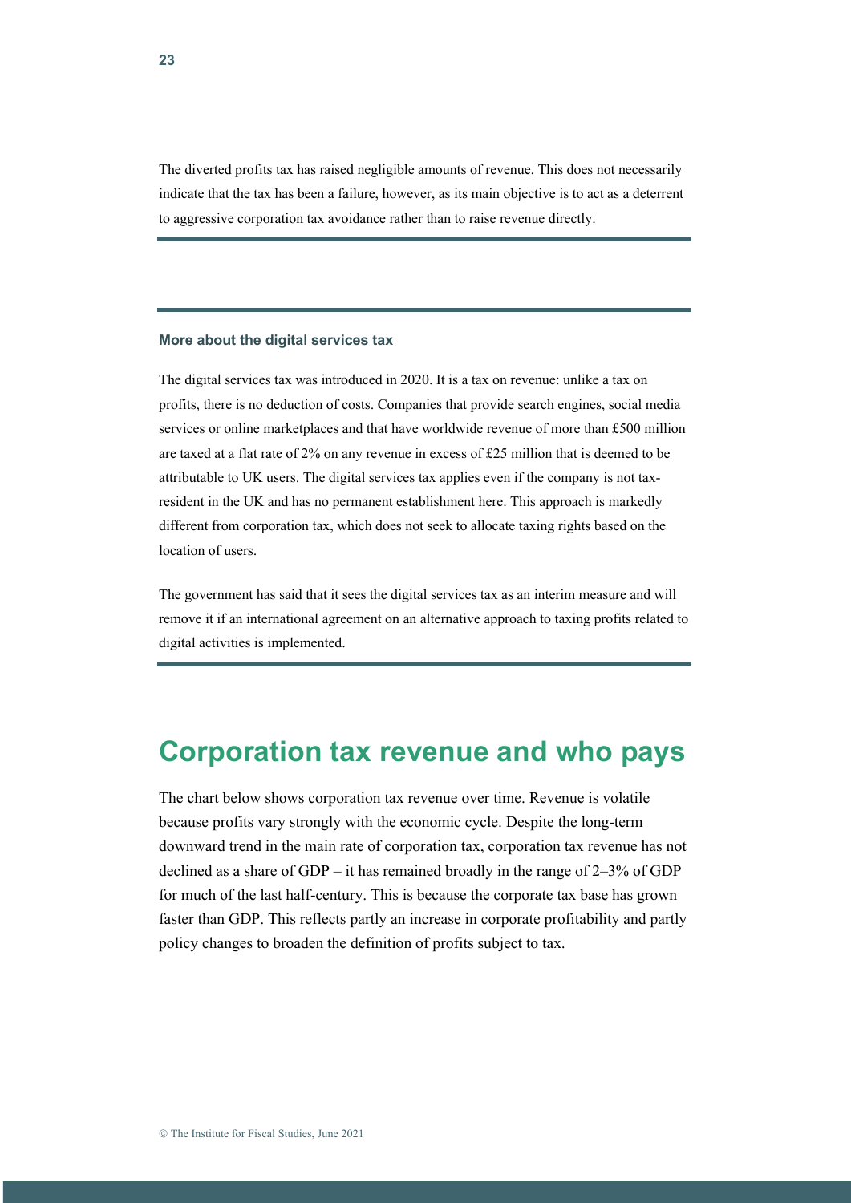The diverted profits tax has raised negligible amounts of revenue. This does not necessarily indicate that the tax has been a failure, however, as its main objective is to act as a deterrent to aggressive corporation tax avoidance rather than to raise revenue directly.

#### More about the digital services tax

The digital services tax was introduced in 2020. It is a tax on revenue: unlike a tax on profits, there is no deduction of costs. Companies that provide search engines, social media services or online marketplaces and that have worldwide revenue of more than £500 million are taxed at a flat rate of 2% on any revenue in excess of £25 million that is deemed to be attributable to UK users. The digital services tax applies even if the company is not tax-resident in the UK and has no permanent establishment here. This approach is markedly different from corporation tax, which does not seek to allocate taxing rights based on the location of users.

The government has said that it sees the digital services tax as an interim measure and will remove it if an international agreement on an alternative approach to taxing profits related to digital activities is implemented.

## Corporation tax revenue and who pays

The chart below shows corporation tax revenue over time. Revenue is volatile because profits vary strongly with the economic cycle. Despite the long-term downward trend in the main rate of corporation tax, corporation tax revenue has not declined as a share of GDP – it has remained broadly in the range of 2–3% of GDP for much of the last half-century. This is because the corporate tax base has grown faster than GDP. This reflects partly an increase in corporate profitability and partly policy changes to broaden the definition of profits subject to tax.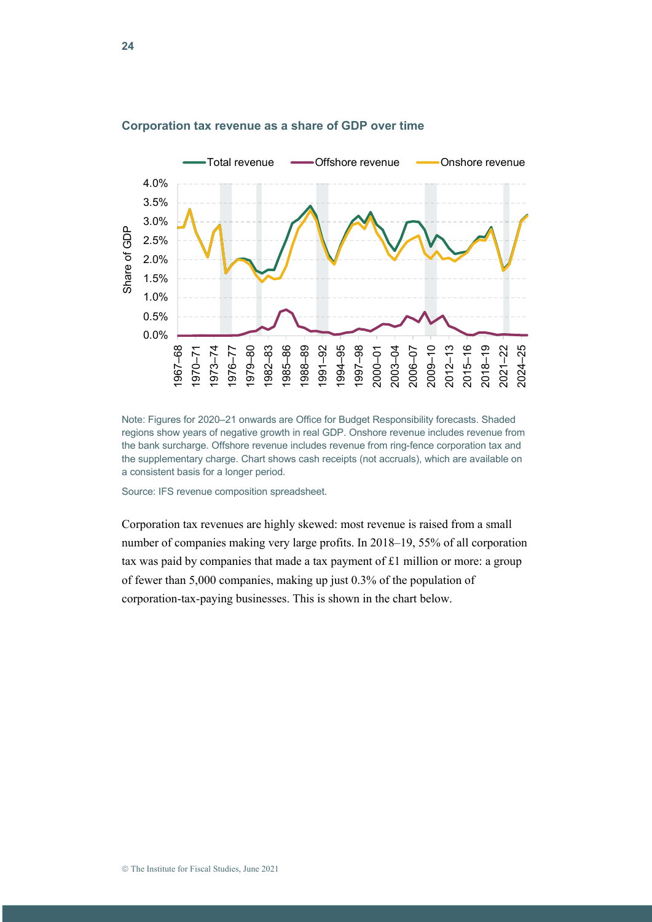**Corporation tax revenue as a share of GDP over time**

Note: Figures for 2020–21 onwards are Office for Budget Responsibility forecasts. Shaded regions show years of negative growth in real GDP. Onshore revenue includes revenue from the bank surcharge. Offshore revenue includes revenue from ring-fence corporation tax and the supplementary charge. Chart shows cash receipts (not accruals), which are available on a consistent basis for a longer period.

Source: IFS revenue composition spreadsheet.

Corporation tax revenues are highly skewed: most revenue is raised from a small number of companies making very large profits. In 2018–19, 55% of all corporation tax was paid by companies that made a tax payment of £1 million or more: a group of fewer than 5,000 companies, making up just 0.3% of the population of corporation-tax-paying businesses. This is shown in the chart below.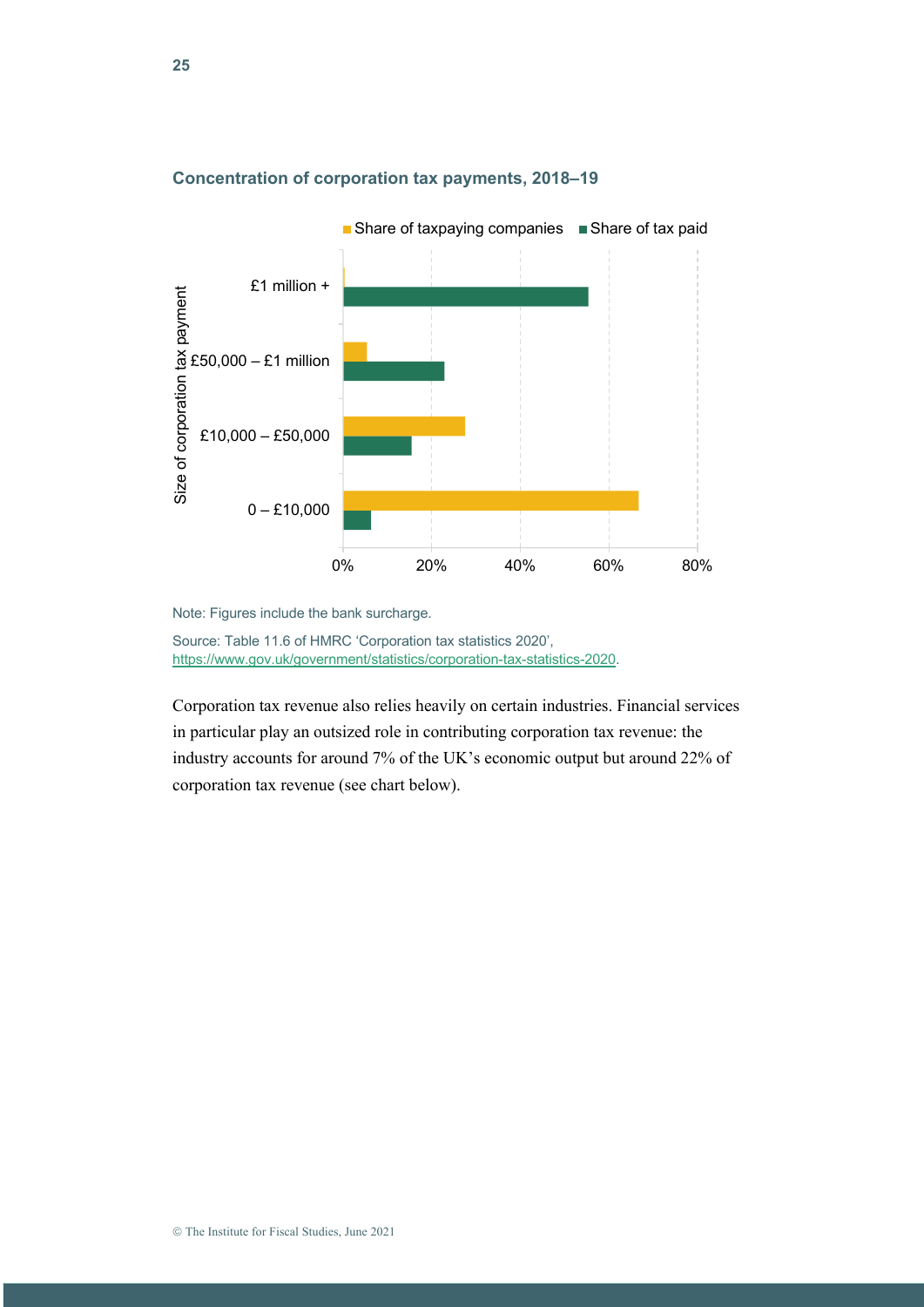### Concentration of corporation tax payments, 2018–19

Note: Figures include the bank surcharge.

Source: Table 11.6 of HMRC 'Corporation tax statistics 2020', https://www.gov.uk/government/statistics/corporation-tax-statistics-2020.

Corporation tax revenue also relies heavily on certain industries. Financial services in particular play an outsized role in contributing corporation tax revenue: the industry accounts for around 7% of the UK's economic output but around 22% of corporation tax revenue (see chart below).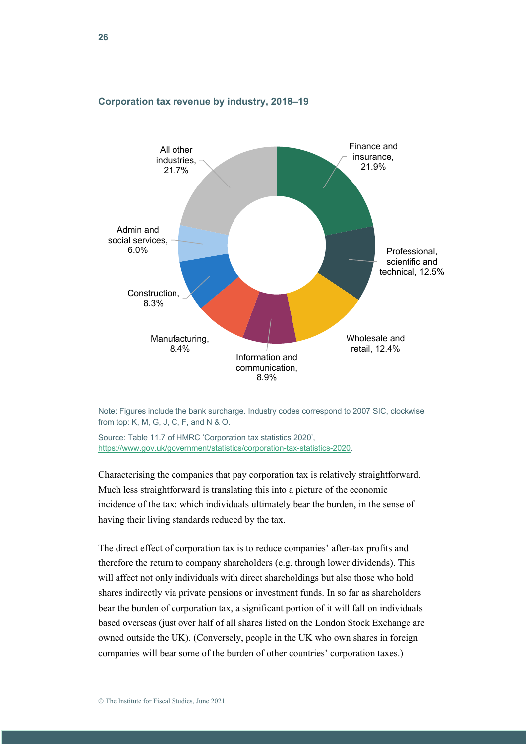**Corporation tax revenue by industry, 2018–19**

Finance and insurance, 21.9%

Professional, scientific and technical, 12.5%

Wholesale and retail, 12.4%

Information and communication, 8.9%

Manufacturing, 8.4%

Construction, 8.3%

Admin and social services, 6.0%

All other industries, 21.7%

Note: Figures include the bank surcharge. Industry codes correspond to 2007 SIC, clockwise from top: K, M, G, J, C, F, and N & O.

Source: Table 11.7 of HMRC 'Corporation tax statistics 2020', https://www.gov.uk/government/statistics/corporation-tax-statistics-2020.

Characterising the companies that pay corporation tax is relatively straightforward. Much less straightforward is translating this into a picture of the economic incidence of the tax: which individuals ultimately bear the burden, in the sense of having their living standards reduced by the tax.

The direct effect of corporation tax is to reduce companies' after-tax profits and therefore the return to company shareholders (e.g. through lower dividends). This will affect not only individuals with direct shareholdings but also those who hold shares indirectly via private pensions or investment funds. In so far as shareholders bear the burden of corporation tax, a significant portion of it will fall on individuals based overseas (just over half of all shares listed on the London Stock Exchange are owned outside the UK). (Conversely, people in the UK who own shares in foreign companies will bear some of the burden of other countries' corporation taxes.)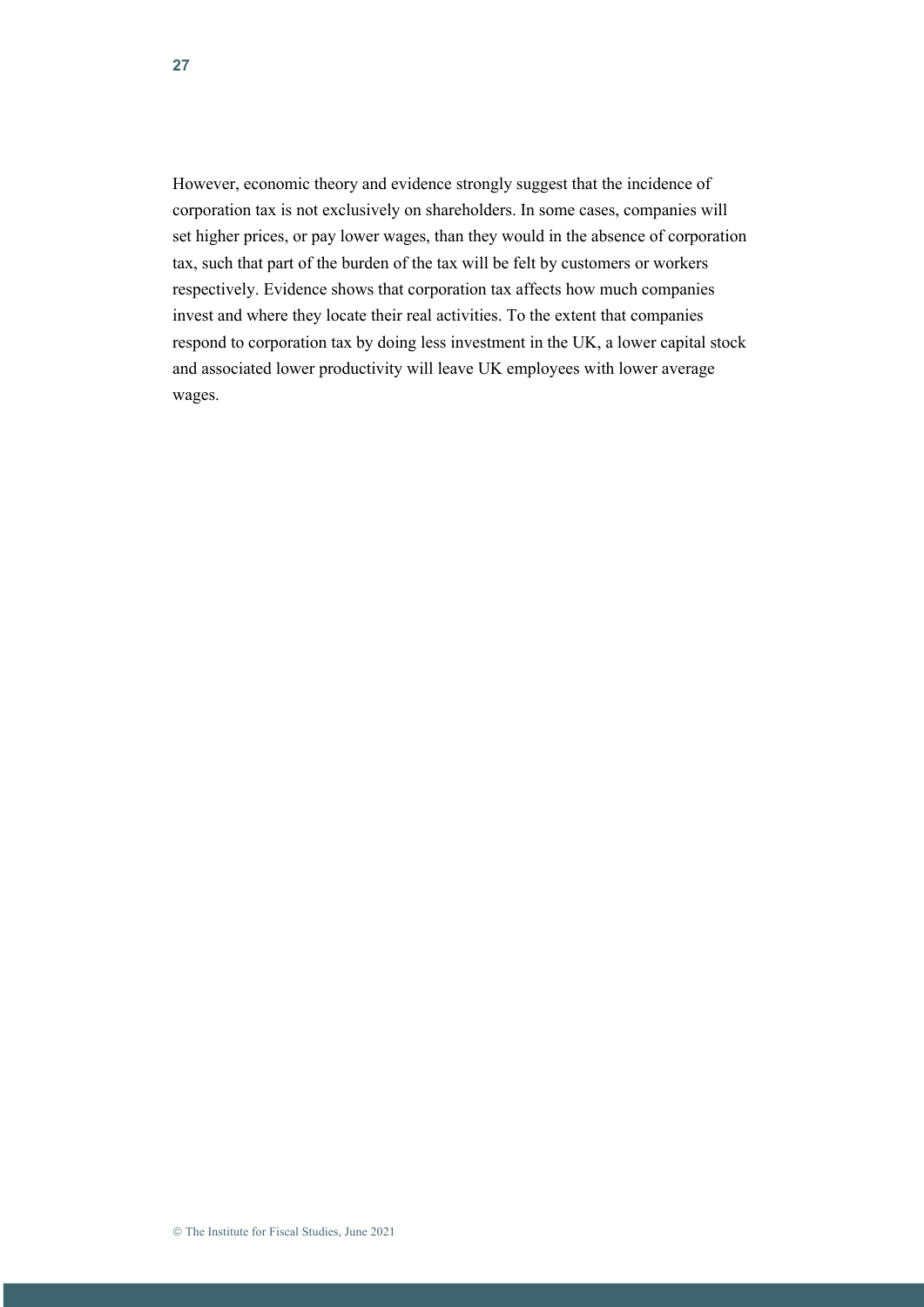However, economic theory and evidence strongly suggest that the incidence of corporation tax is not exclusively on shareholders. In some cases, companies will set higher prices, or pay lower wages, than they would in the absence of corporation tax, such that part of the burden of the tax will be felt by customers or workers respectively. Evidence shows that corporation tax affects how much companies invest and where they locate their real activities. To the extent that companies respond to corporation tax by doing less investment in the UK, a lower capital stock and associated lower productivity will leave UK employees with lower average wages.